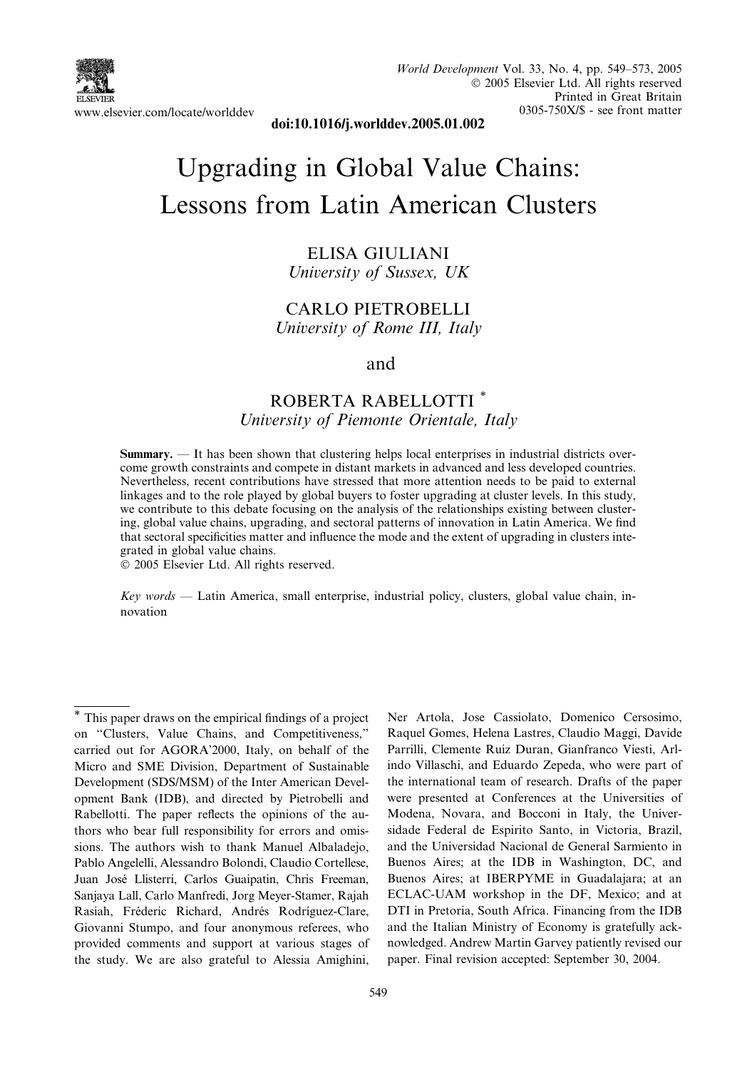# Upgrading in Global Value Chains: Lessons from Latin American Clusters

ELISA GIULIANI
*University of Sussex, UK*

CARLO PIETROBELLI
*University of Rome III, Italy*

and

ROBERTA RABELLOTTI *
*University of Piemonte Orientale, Italy*

**Summary.** — It has been shown that clustering helps local enterprises in industrial districts overcome growth constraints and compete in distant markets in advanced and less developed countries. Nevertheless, recent contributions have stressed that more attention needs to be paid to external linkages and to the role played by global buyers to foster upgrading at cluster levels. In this study, we contribute to this debate focusing on the analysis of the relationships existing between clustering, global value chains, upgrading, and sectoral patterns of innovation in Latin America. We find that sectoral specificities matter and influence the mode and the extent of upgrading in clusters integrated in global value chains.
© 2005 Elsevier Ltd. All rights reserved.

*Key words* — Latin America, small enterprise, industrial policy, clusters, global value chain, innovation

---

* This paper draws on the empirical findings of a project on "Clusters, Value Chains, and Competitiveness," carried out for AGORA'2000, Italy, on behalf of the Micro and SME Division, Department of Sustainable Development (SDS/MSM) of the Inter American Development Bank (IDB), and directed by Pietrobelli and Rabellotti. The paper reflects the opinions of the authors who bear full responsibility for errors and omissions. The authors wish to thank Manuel Albaladejo, Pablo Angelelli, Alessandro Bolondi, Claudio Cortellese, Juan José Llisterri, Carlos Guaipatin, Chris Freeman, Sanjaya Lall, Carlo Manfredi, Jorg Meyer-Stamer, Rajah Rasiah, Fréderic Richard, Andrés Rodríguez-Clare, Giovanni Stumpo, and four anonymous referees, who provided comments and support at various stages of the study. We are also grateful to Alessia Amighini, Ner Artola, Jose Cassiolato, Domenico Cersosimo, Raquel Gomes, Helena Lastres, Claudio Maggi, Davide Parrilli, Clemente Ruiz Duran, Gianfranco Viesti, Arlindo Villaschi, and Eduardo Zepeda, who were part of the international team of research. Drafts of the paper were presented at Conferences at the Universities of Modena, Novara, and Bocconi in Italy, the Universidade Federal de Espirito Santo, in Victoria, Brazil, and the Universidad Nacional de General Sarmiento in Buenos Aires; at the IDB in Washington, DC, and Buenos Aires; at IBERPYME in Guadalajara; at an ECLAC-UAM workshop in the DF, Mexico; and at DTI in Pretoria, South Africa. Financing from the IDB and the Italian Ministry of Economy is gratefully acknowledged. Andrew Martin Garvey patiently revised our paper. Final revision accepted: September 30, 2004.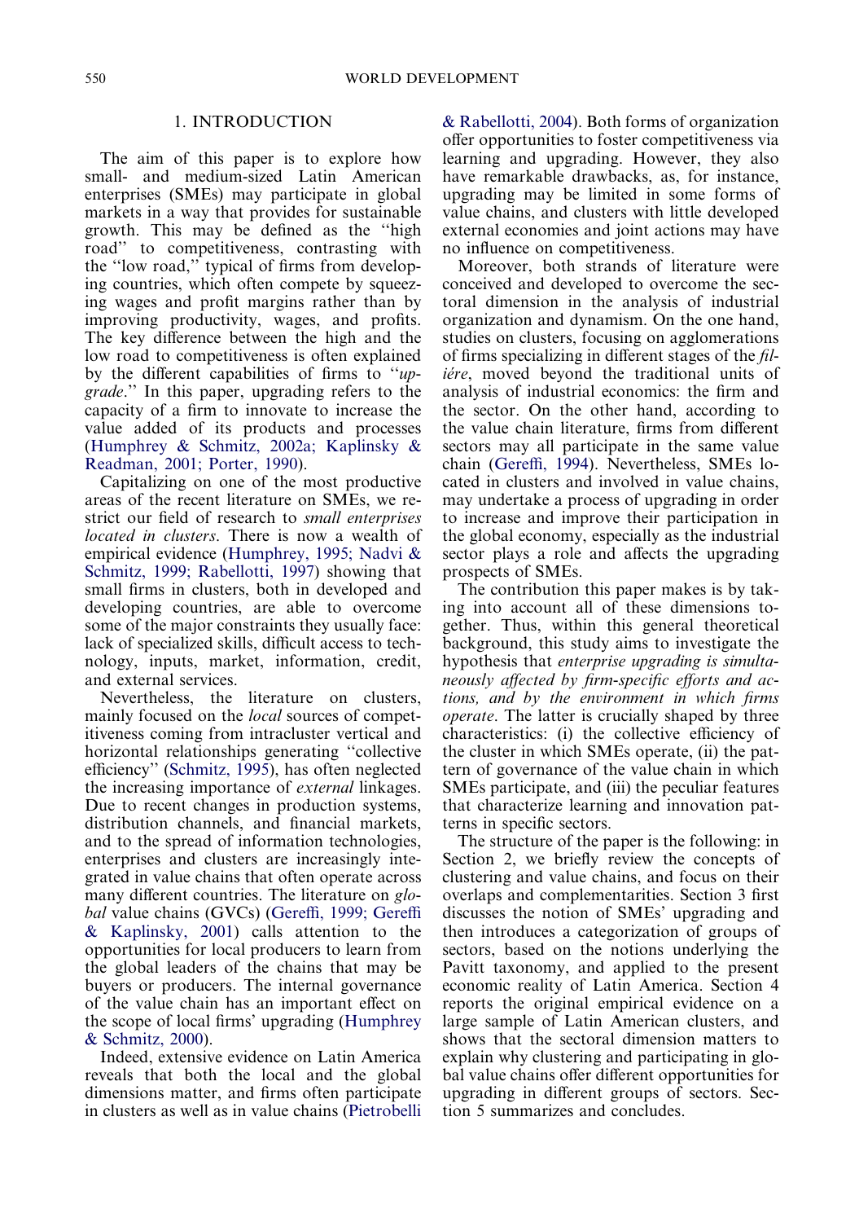## 1. INTRODUCTION

The aim of this paper is to explore how small- and medium-sized Latin American enterprises (SMEs) may participate in global markets in a way that provides for sustainable growth. This may be defined as the "high road" to competitiveness, contrasting with the "low road," typical of firms from developing countries, which often compete by squeezing wages and profit margins rather than by improving productivity, wages, and profits. The key difference between the high and the low road to competitiveness is often explained by the different capabilities of firms to "*upgrade*." In this paper, upgrading refers to the capacity of a firm to innovate to increase the value added of its products and processes (Humphrey & Schmitz, 2002a; Kaplinsky & Readman, 2001; Porter, 1990).

Capitalizing on one of the most productive areas of the recent literature on SMEs, we restrict our field of research to *small enterprises located in clusters*. There is now a wealth of empirical evidence (Humphrey, 1995; Nadvi & Schmitz, 1999; Rabellotti, 1997) showing that small firms in clusters, both in developed and developing countries, are able to overcome some of the major constraints they usually face: lack of specialized skills, difficult access to technology, inputs, market, information, credit, and external services.

Nevertheless, the literature on clusters, mainly focused on the *local* sources of competitiveness coming from intracluster vertical and horizontal relationships generating "collective efficiency" (Schmitz, 1995), has often neglected the increasing importance of *external* linkages. Due to recent changes in production systems, distribution channels, and financial markets, and to the spread of information technologies, enterprises and clusters are increasingly integrated in value chains that often operate across many different countries. The literature on *global* value chains (GVCs) (Gereffi, 1999; Gereffi & Kaplinsky, 2001) calls attention to the opportunities for local producers to learn from the global leaders of the chains that may be buyers or producers. The internal governance of the value chain has an important effect on the scope of local firms' upgrading (Humphrey & Schmitz, 2000).

Indeed, extensive evidence on Latin America reveals that both the local and the global dimensions matter, and firms often participate in clusters as well as in value chains (Pietrobelli & Rabellotti, 2004). Both forms of organization offer opportunities to foster competitiveness via learning and upgrading. However, they also have remarkable drawbacks, as, for instance, upgrading may be limited in some forms of value chains, and clusters with little developed external economies and joint actions may have no influence on competitiveness.

Moreover, both strands of literature were conceived and developed to overcome the sectoral dimension in the analysis of industrial organization and dynamism. On the one hand, studies on clusters, focusing on agglomerations of firms specializing in different stages of the *filiére*, moved beyond the traditional units of analysis of industrial economics: the firm and the sector. On the other hand, according to the value chain literature, firms from different sectors may all participate in the same value chain (Gereffi, 1994). Nevertheless, SMEs located in clusters and involved in value chains, may undertake a process of upgrading in order to increase and improve their participation in the global economy, especially as the industrial sector plays a role and affects the upgrading prospects of SMEs.

The contribution this paper makes is by taking into account all of these dimensions together. Thus, within this general theoretical background, this study aims to investigate the hypothesis that *enterprise upgrading is simultaneously affected by firm-specific efforts and actions, and by the environment in which firms operate*. The latter is crucially shaped by three characteristics: (i) the collective efficiency of the cluster in which SMEs operate, (ii) the pattern of governance of the value chain in which SMEs participate, and (iii) the peculiar features that characterize learning and innovation patterns in specific sectors.

The structure of the paper is the following: in Section 2, we briefly review the concepts of clustering and value chains, and focus on their overlaps and complementarities. Section 3 first discusses the notion of SMEs' upgrading and then introduces a categorization of groups of sectors, based on the notions underlying the Pavitt taxonomy, and applied to the present economic reality of Latin America. Section 4 reports the original empirical evidence on a large sample of Latin American clusters, and shows that the sectoral dimension matters to explain why clustering and participating in global value chains offer different opportunities for upgrading in different groups of sectors. Section 5 summarizes and concludes.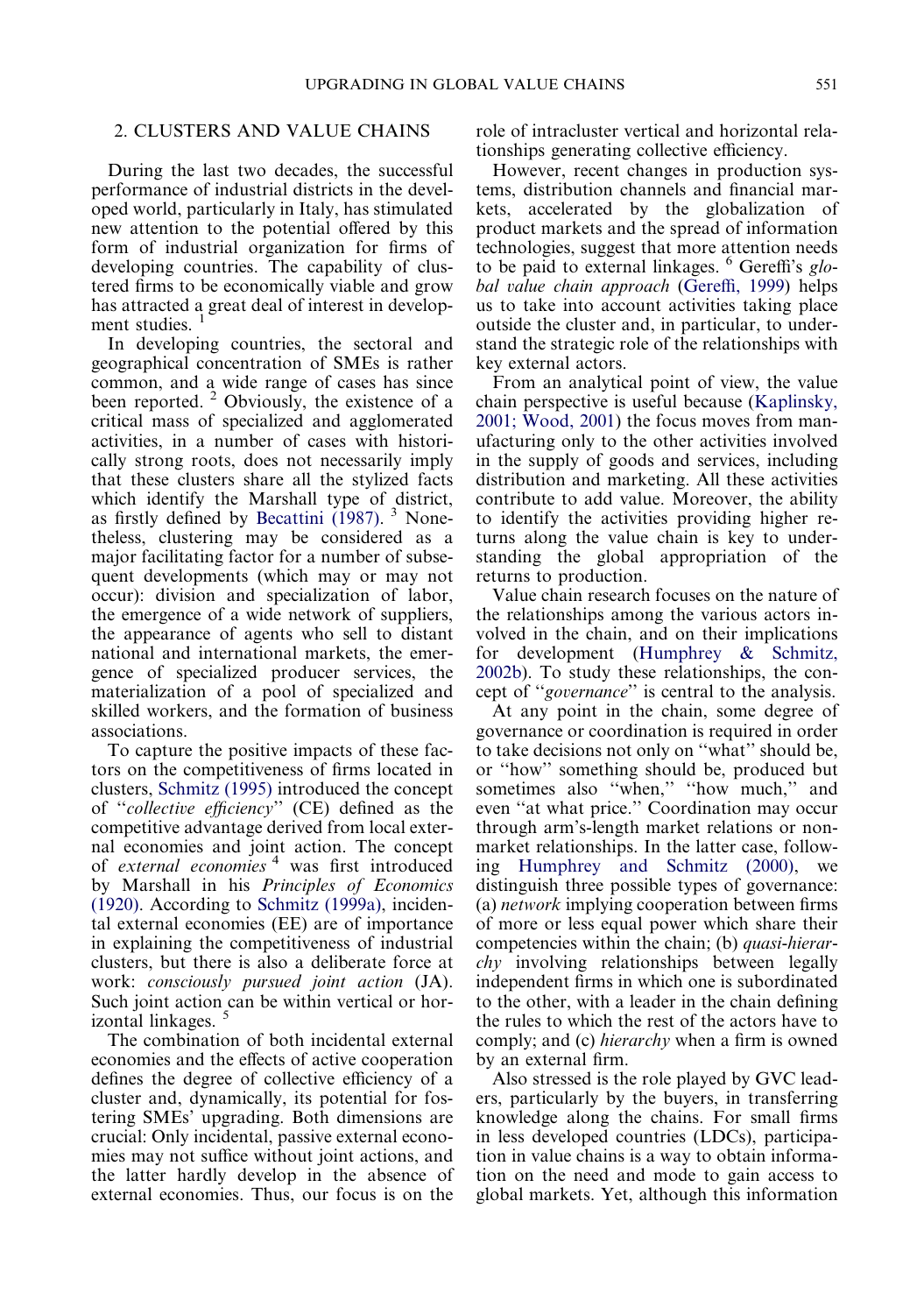## 2. CLUSTERS AND VALUE CHAINS

During the last two decades, the successful performance of industrial districts in the developed world, particularly in Italy, has stimulated new attention to the potential offered by this form of industrial organization for firms of developing countries. The capability of clustered firms to be economically viable and grow has attracted a great deal of interest in development studies. [1]

In developing countries, the sectoral and geographical concentration of SMEs is rather common, and a wide range of cases has since been reported. [2] Obviously, the existence of a critical mass of specialized and agglomerated activities, in a number of cases with historically strong roots, does not necessarily imply that these clusters share all the stylized facts which identify the Marshall type of district, as firstly defined by Becattini (1987). [3] Nonetheless, clustering may be considered as a major facilitating factor for a number of subsequent developments (which may or may not occur): division and specialization of labor, the emergence of a wide network of suppliers, the appearance of agents who sell to distant national and international markets, the emergence of specialized producer services, the materialization of a pool of specialized and skilled workers, and the formation of business associations.

To capture the positive impacts of these factors on the competitiveness of firms located in clusters, Schmitz (1995) introduced the concept of "*collective efficiency*" (CE) defined as the competitive advantage derived from local external economies and joint action. The concept of *external economies* [4] was first introduced by Marshall in his *Principles of Economics* (1920). According to Schmitz (1999a), incidental external economies (EE) are of importance in explaining the competitiveness of industrial clusters, but there is also a deliberate force at work: *consciously pursued joint action* (JA). Such joint action can be within vertical or horizontal linkages. [5]

The combination of both incidental external economies and the effects of active cooperation defines the degree of collective efficiency of a cluster and, dynamically, its potential for fostering SMEs' upgrading. Both dimensions are crucial: Only incidental, passive external economies may not suffice without joint actions, and the latter hardly develop in the absence of external economies. Thus, our focus is on the role of intracluster vertical and horizontal relationships generating collective efficiency.

However, recent changes in production systems, distribution channels and financial markets, accelerated by the globalization of product markets and the spread of information technologies, suggest that more attention needs to be paid to external linkages. [6] Gereffi's *global value chain approach* (Gereffi, 1999) helps us to take into account activities taking place outside the cluster and, in particular, to understand the strategic role of the relationships with key external actors.

From an analytical point of view, the value chain perspective is useful because (Kaplinsky, 2001; Wood, 2001) the focus moves from manufacturing only to the other activities involved in the supply of goods and services, including distribution and marketing. All these activities contribute to add value. Moreover, the ability to identify the activities providing higher returns along the value chain is key to understanding the global appropriation of the returns to production.

Value chain research focuses on the nature of the relationships among the various actors involved in the chain, and on their implications for development (Humphrey & Schmitz, 2002b). To study these relationships, the concept of "*governance*" is central to the analysis.

At any point in the chain, some degree of governance or coordination is required in order to take decisions not only on "what" should be, or "how" something should be, produced but sometimes also "when," "how much," and even "at what price." Coordination may occur through arm's-length market relations or non-market relationships. In the latter case, following Humphrey and Schmitz (2000), we distinguish three possible types of governance: (a) *network* implying cooperation between firms of more or less equal power which share their competencies within the chain; (b) *quasi-hierarchy* involving relationships between legally independent firms in which one is subordinated to the other, with a leader in the chain defining the rules to which the rest of the actors have to comply; and (c) *hierarchy* when a firm is owned by an external firm.

Also stressed is the role played by GVC leaders, particularly by the buyers, in transferring knowledge along the chains. For small firms in less developed countries (LDCs), participation in value chains is a way to obtain information on the need and mode to gain access to global markets. Yet, although this information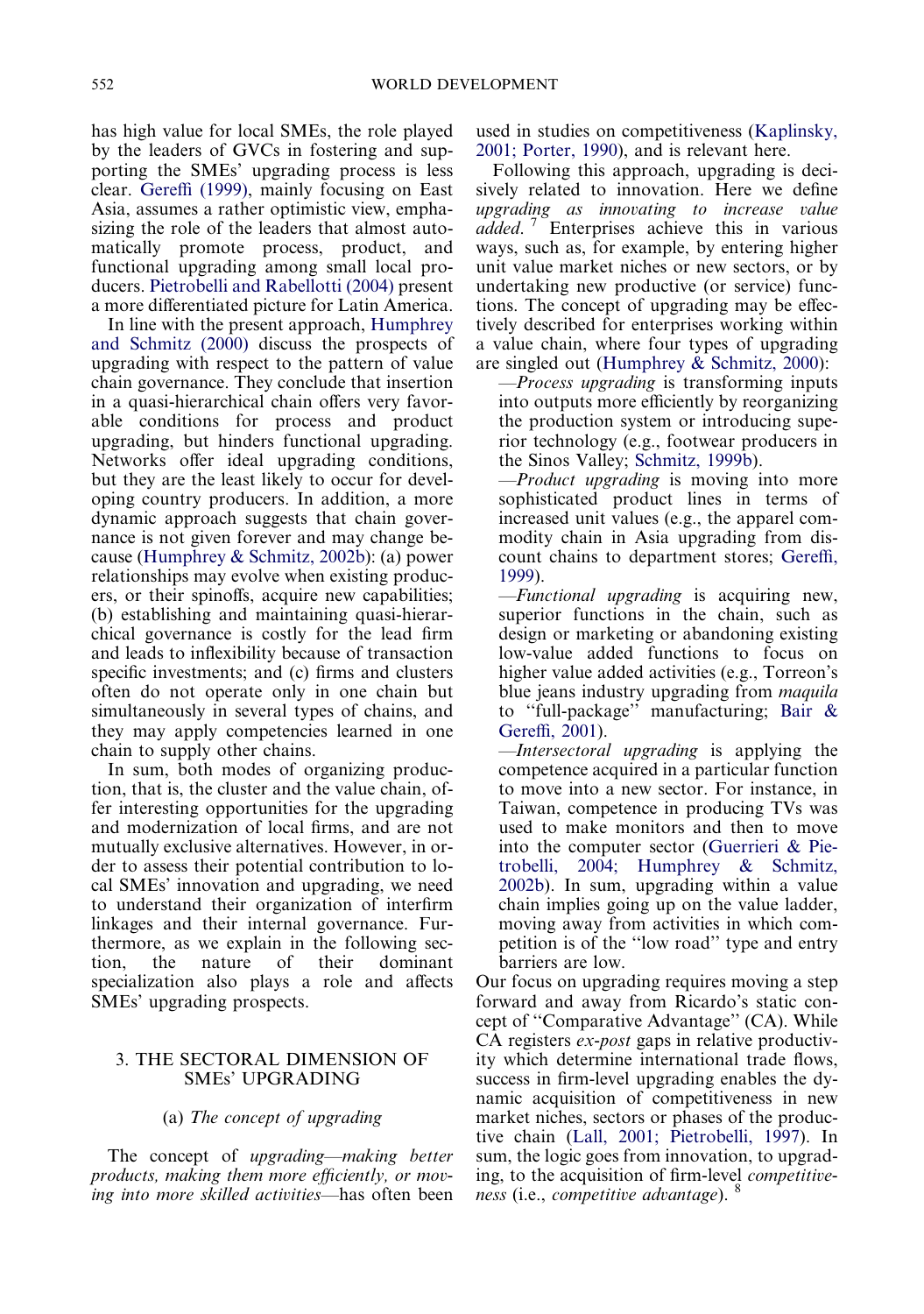has high value for local SMEs, the role played by the leaders of GVCs in fostering and supporting the SMEs' upgrading process is less clear. Gereffi (1999), mainly focusing on East Asia, assumes a rather optimistic view, emphasizing the role of the leaders that almost automatically promote process, product, and functional upgrading among small local producers. Pietrobelli and Rabellotti (2004) present a more differentiated picture for Latin America.

In line with the present approach, Humphrey and Schmitz (2000) discuss the prospects of upgrading with respect to the pattern of value chain governance. They conclude that insertion in a quasi-hierarchical chain offers very favorable conditions for process and product upgrading, but hinders functional upgrading. Networks offer ideal upgrading conditions, but they are the least likely to occur for developing country producers. In addition, a more dynamic approach suggests that chain governance is not given forever and may change because (Humphrey & Schmitz, 2002b): (a) power relationships may evolve when existing producers, or their spinoffs, acquire new capabilities; (b) establishing and maintaining quasi-hierarchical governance is costly for the lead firm and leads to inflexibility because of transaction specific investments; and (c) firms and clusters often do not operate only in one chain but simultaneously in several types of chains, and they may apply competencies learned in one chain to supply other chains.

In sum, both modes of organizing production, that is, the cluster and the value chain, offer interesting opportunities for the upgrading and modernization of local firms, and are not mutually exclusive alternatives. However, in order to assess their potential contribution to local SMEs' innovation and upgrading, we need to understand their organization of interfirm linkages and their internal governance. Furthermore, as we explain in the following section, the nature of their dominant specialization also plays a role and affects SMEs' upgrading prospects.

## 3. THE SECTORAL DIMENSION OF SMEs' UPGRADING

### (a) *The concept of upgrading*

The concept of *upgrading—making better products, making them more efficiently, or moving into more skilled activities*—has often been used in studies on competitiveness (Kaplinsky, 2001; Porter, 1990), and is relevant here.

Following this approach, upgrading is decisively related to innovation. Here we define *upgrading as innovating to increase value added.* [7] Enterprises achieve this in various ways, such as, for example, by entering higher unit value market niches or new sectors, or by undertaking new productive (or service) functions. The concept of upgrading may be effectively described for enterprises working within a value chain, where four types of upgrading are singled out (Humphrey & Schmitz, 2000):

—*Process upgrading* is transforming inputs into outputs more efficiently by reorganizing the production system or introducing superior technology (e.g., footwear producers in the Sinos Valley; Schmitz, 1999b).

—*Product upgrading* is moving into more sophisticated product lines in terms of increased unit values (e.g., the apparel commodity chain in Asia upgrading from discount chains to department stores; Gereffi, 1999).

—*Functional upgrading* is acquiring new, superior functions in the chain, such as design or marketing or abandoning existing low-value added functions to focus on higher value added activities (e.g., Torreon's blue jeans industry upgrading from *maquila* to "full-package" manufacturing; Bair & Gereffi, 2001).

—*Intersectoral upgrading* is applying the competence acquired in a particular function to move into a new sector. For instance, in Taiwan, competence in producing TVs was used to make monitors and then to move into the computer sector (Guerrieri & Pietrobelli, 2004; Humphrey & Schmitz, 2002b). In sum, upgrading within a value chain implies going up on the value ladder, moving away from activities in which competition is of the "low road" type and entry barriers are low.

Our focus on upgrading requires moving a step forward and away from Ricardo's static concept of "Comparative Advantage" (CA). While CA registers *ex-post* gaps in relative productivity which determine international trade flows, success in firm-level upgrading enables the dynamic acquisition of competitiveness in new market niches, sectors or phases of the productive chain (Lall, 2001; Pietrobelli, 1997). In sum, the logic goes from innovation, to upgrading, to the acquisition of firm-level *competitiveness* (i.e., *competitive advantage*). [8]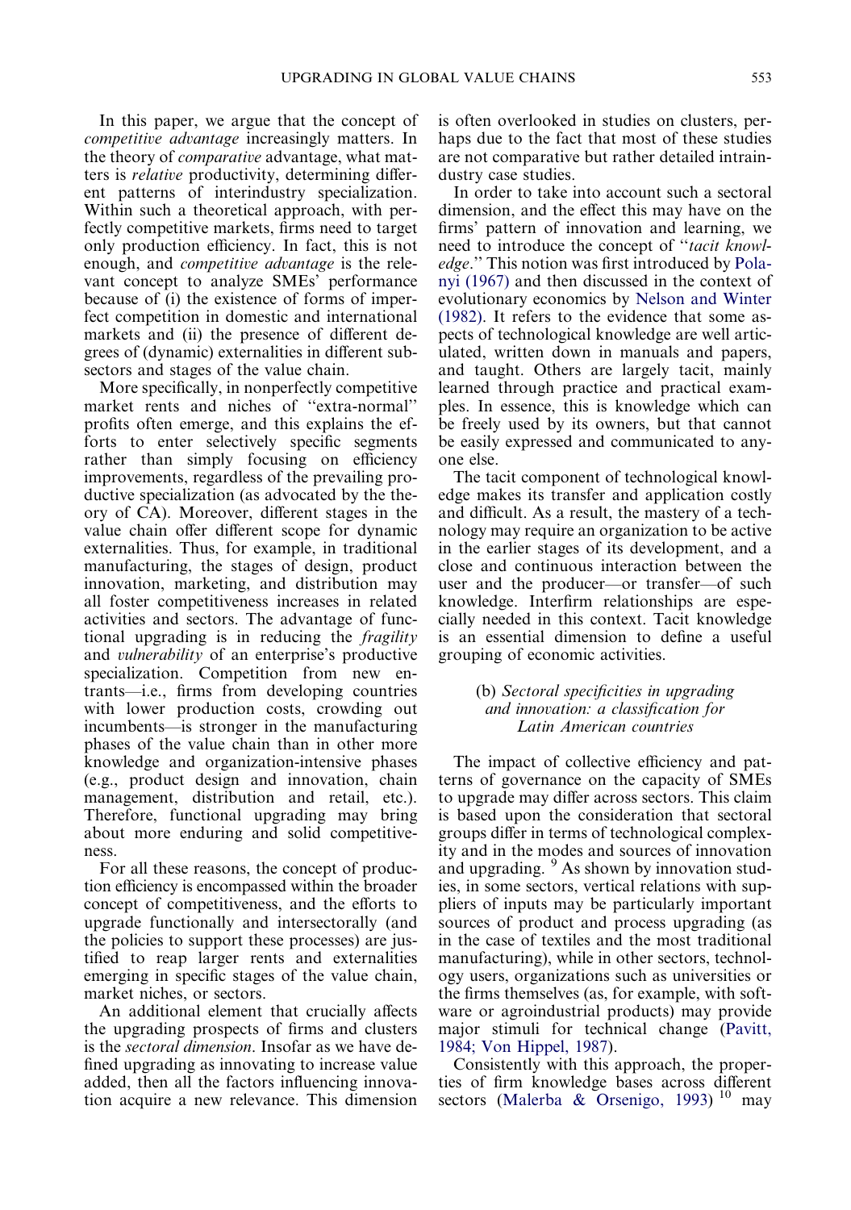In this paper, we argue that the concept of *competitive advantage* increasingly matters. In the theory of *comparative* advantage, what matters is *relative* productivity, determining different patterns of interindustry specialization. Within such a theoretical approach, with perfectly competitive markets, firms need to target only production efficiency. In fact, this is not enough, and *competitive advantage* is the relevant concept to analyze SMEs' performance because of (i) the existence of forms of imperfect competition in domestic and international markets and (ii) the presence of different degrees of (dynamic) externalities in different subsectors and stages of the value chain.

More specifically, in nonperfectly competitive market rents and niches of ''extra-normal'' profits often emerge, and this explains the efforts to enter selectively specific segments rather than simply focusing on efficiency improvements, regardless of the prevailing productive specialization (as advocated by the theory of CA). Moreover, different stages in the value chain offer different scope for dynamic externalities. Thus, for example, in traditional manufacturing, the stages of design, product innovation, marketing, and distribution may all foster competitiveness increases in related activities and sectors. The advantage of functional upgrading is in reducing the *fragility* and *vulnerability* of an enterprise's productive specialization. Competition from new entrants—i.e., firms from developing countries with lower production costs, crowding out incumbents—is stronger in the manufacturing phases of the value chain than in other more knowledge and organization-intensive phases (e.g., product design and innovation, chain management, distribution and retail, etc.). Therefore, functional upgrading may bring about more enduring and solid competitiveness.

For all these reasons, the concept of production efficiency is encompassed within the broader concept of competitiveness, and the efforts to upgrade functionally and intersectorally (and the policies to support these processes) are justified to reap larger rents and externalities emerging in specific stages of the value chain, market niches, or sectors.

An additional element that crucially affects the upgrading prospects of firms and clusters is the *sectoral dimension*. Insofar as we have defined upgrading as innovating to increase value added, then all the factors influencing innovation acquire a new relevance. This dimension is often overlooked in studies on clusters, perhaps due to the fact that most of these studies are not comparative but rather detailed intraindustry case studies.

In order to take into account such a sectoral dimension, and the effect this may have on the firms' pattern of innovation and learning, we need to introduce the concept of ''*tacit knowledge*.'' This notion was first introduced by Polanyi (1967) and then discussed in the context of evolutionary economics by Nelson and Winter (1982). It refers to the evidence that some aspects of technological knowledge are well articulated, written down in manuals and papers, and taught. Others are largely tacit, mainly learned through practice and practical examples. In essence, this is knowledge which can be freely used by its owners, but that cannot be easily expressed and communicated to anyone else.

The tacit component of technological knowledge makes its transfer and application costly and difficult. As a result, the mastery of a technology may require an organization to be active in the earlier stages of its development, and a close and continuous interaction between the user and the producer—or transfer—of such knowledge. Interfirm relationships are especially needed in this context. Tacit knowledge is an essential dimension to define a useful grouping of economic activities.

### (b) *Sectoral specificities in upgrading and innovation: a classification for Latin American countries*

The impact of collective efficiency and patterns of governance on the capacity of SMEs to upgrade may differ across sectors. This claim is based upon the consideration that sectoral groups differ in terms of technological complexity and in the modes and sources of innovation and upgrading. [9] As shown by innovation studies, in some sectors, vertical relations with suppliers of inputs may be particularly important sources of product and process upgrading (as in the case of textiles and the most traditional manufacturing), while in other sectors, technology users, organizations such as universities or the firms themselves (as, for example, with software or agroindustrial products) may provide major stimuli for technical change (Pavitt, 1984; Von Hippel, 1987).

Consistently with this approach, the properties of firm knowledge bases across different sectors (Malerba & Orsenigo, 1993) [10] may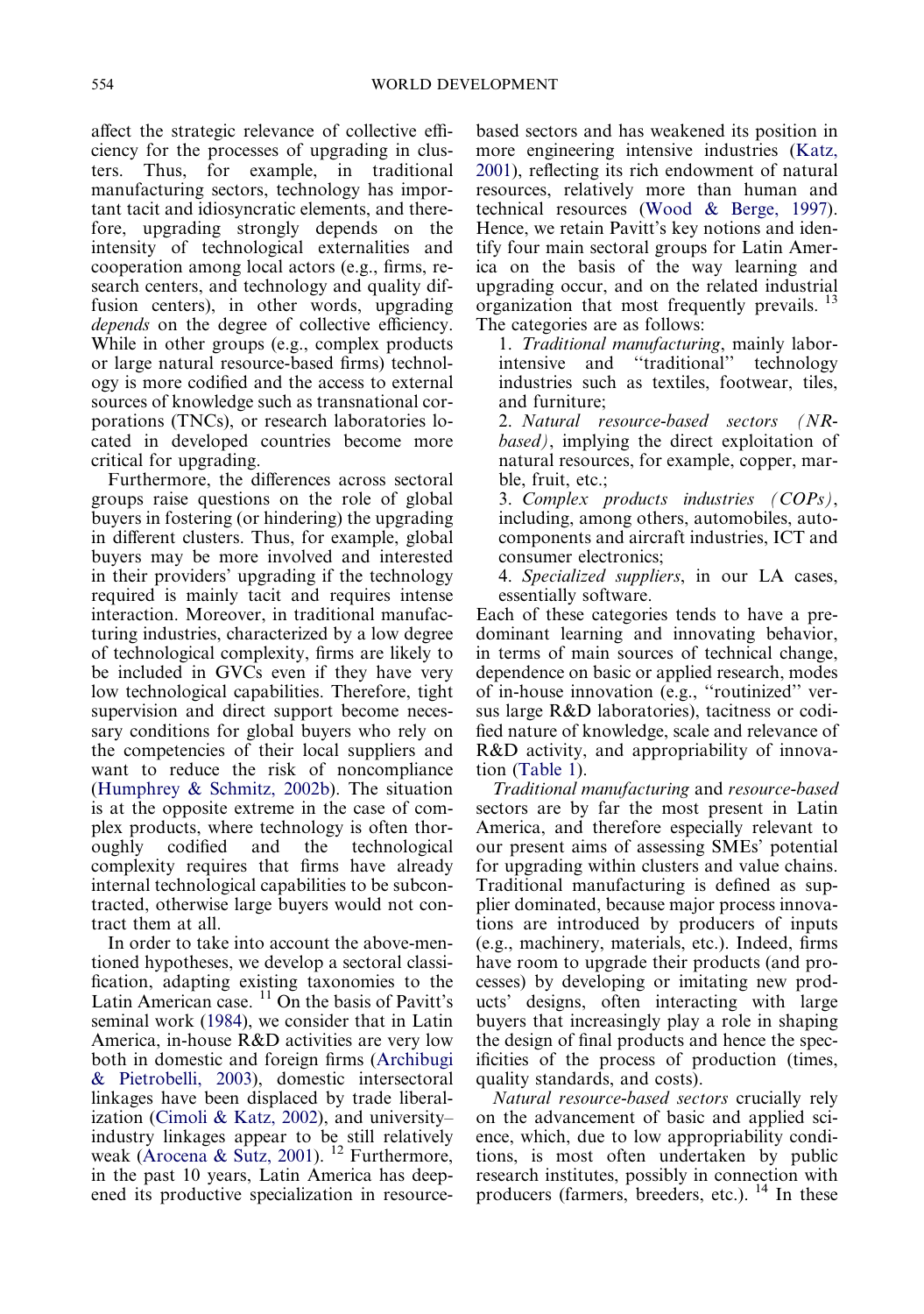affect the strategic relevance of collective efficiency for the processes of upgrading in clusters. Thus, for example, in traditional manufacturing sectors, technology has important tacit and idiosyncratic elements, and therefore, upgrading strongly depends on the intensity of technological externalities and cooperation among local actors (e.g., firms, research centers, and technology and quality diffusion centers), in other words, upgrading *depends* on the degree of collective efficiency. While in other groups (e.g., complex products or large natural resource-based firms) technology is more codified and the access to external sources of knowledge such as transnational corporations (TNCs), or research laboratories located in developed countries become more critical for upgrading.

Furthermore, the differences across sectoral groups raise questions on the role of global buyers in fostering (or hindering) the upgrading in different clusters. Thus, for example, global buyers may be more involved and interested in their providers' upgrading if the technology required is mainly tacit and requires intense interaction. Moreover, in traditional manufacturing industries, characterized by a low degree of technological complexity, firms are likely to be included in GVCs even if they have very low technological capabilities. Therefore, tight supervision and direct support become necessary conditions for global buyers who rely on the competencies of their local suppliers and want to reduce the risk of noncompliance (Humphrey & Schmitz, 2002b). The situation is at the opposite extreme in the case of complex products, where technology is often thoroughly codified and the technological complexity requires that firms have already internal technological capabilities to be subcontracted, otherwise large buyers would not contract them at all.

In order to take into account the above-mentioned hypotheses, we develop a sectoral classification, adapting existing taxonomies to the Latin American case. [11] On the basis of Pavitt's seminal work (1984), we consider that in Latin America, in-house R&D activities are very low both in domestic and foreign firms (Archibugi & Pietrobelli, 2003), domestic intersectoral linkages have been displaced by trade liberalization (Cimoli & Katz, 2002), and university–industry linkages appear to be still relatively weak (Arocena & Sutz, 2001). [12] Furthermore, in the past 10 years, Latin America has deepened its productive specialization in resource-based sectors and has weakened its position in more engineering intensive industries (Katz, 2001), reflecting its rich endowment of natural resources, relatively more than human and technical resources (Wood & Berge, 1997). Hence, we retain Pavitt's key notions and identify four main sectoral groups for Latin America on the basis of the way learning and upgrading occur, and on the related industrial organization that most frequently prevails. [13] The categories are as follows:

1. *Traditional manufacturing*, mainly labor-intensive and "traditional" technology industries such as textiles, footwear, tiles, and furniture;
2. *Natural resource-based sectors (NR-based)*, implying the direct exploitation of natural resources, for example, copper, marble, fruit, etc.;
3. *Complex products industries (COPs)*, including, among others, automobiles, auto-components and aircraft industries, ICT and consumer electronics;
4. *Specialized suppliers*, in our LA cases, essentially software.

Each of these categories tends to have a predominant learning and innovating behavior, in terms of main sources of technical change, dependence on basic or applied research, modes of in-house innovation (e.g., "routinized" versus large R&D laboratories), tacitness or codified nature of knowledge, scale and relevance of R&D activity, and appropriability of innovation (Table 1).

*Traditional manufacturing* and *resource-based* sectors are by far the most present in Latin America, and therefore especially relevant to our present aims of assessing SMEs' potential for upgrading within clusters and value chains. Traditional manufacturing is defined as supplier dominated, because major process innovations are introduced by producers of inputs (e.g., machinery, materials, etc.). Indeed, firms have room to upgrade their products (and processes) by developing or imitating new products' designs, often interacting with large buyers that increasingly play a role in shaping the design of final products and hence the specificities of the process of production (times, quality standards, and costs).

*Natural resource-based sectors* crucially rely on the advancement of basic and applied science, which, due to low appropriability conditions, is most often undertaken by public research institutes, possibly in connection with producers (farmers, breeders, etc.). [14] In these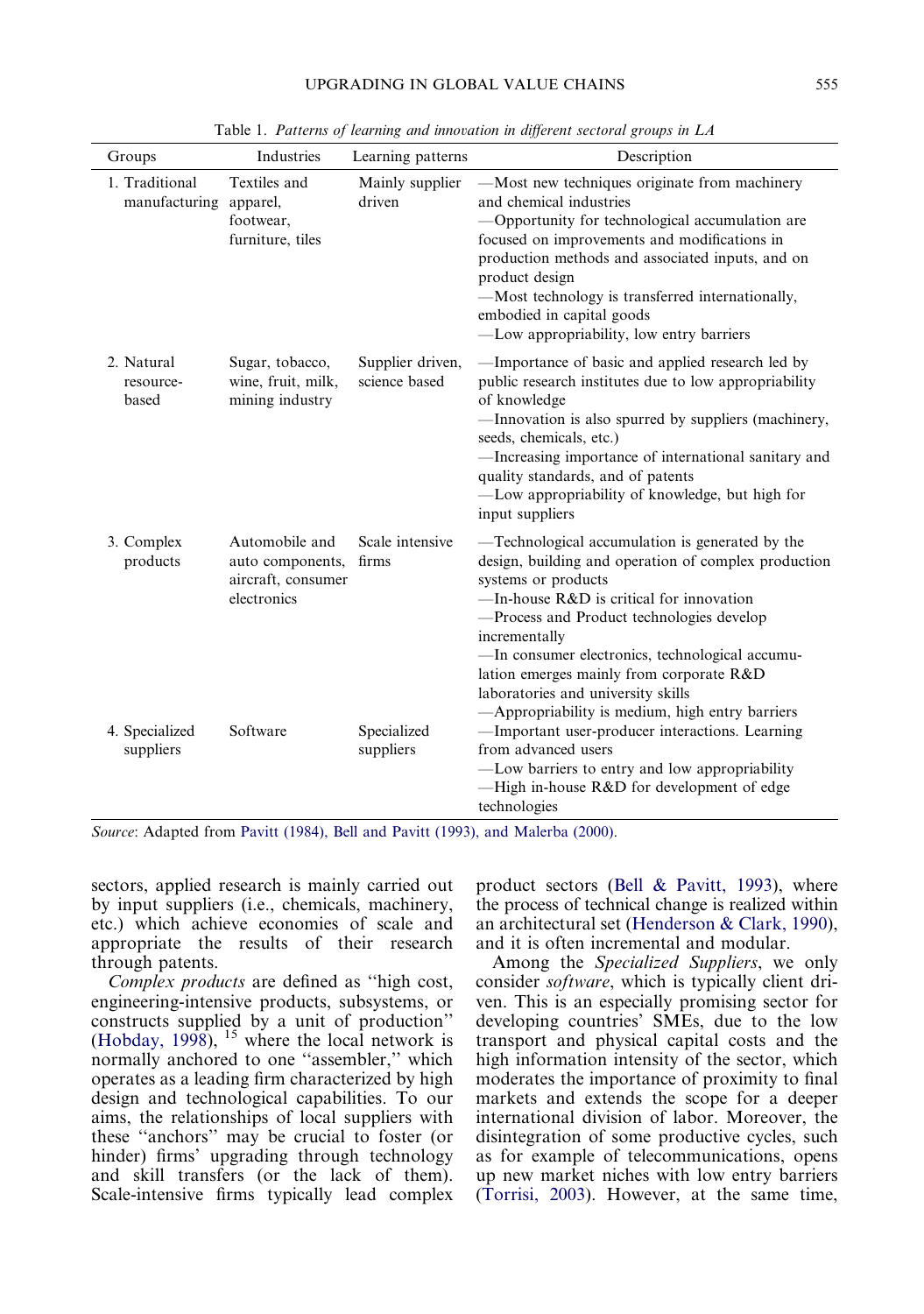Table 1. *Patterns of learning and innovation in different sectoral groups in LA*

| Groups | Industries | Learning patterns | Description |
|---|---|---|---|
| 1. Traditional manufacturing | Textiles and apparel, footwear, furniture, tiles | Mainly supplier driven | —Most new techniques originate from machinery and chemical industries<br>—Opportunity for technological accumulation are focused on improvements and modifications in production methods and associated inputs, and on product design<br>—Most technology is transferred internationally, embodied in capital goods<br>—Low appropriability, low entry barriers |
| 2. Natural resource-based | Sugar, tobacco, wine, fruit, milk, mining industry | Supplier driven, science based | —Importance of basic and applied research led by public research institutes due to low appropriability of knowledge<br>—Innovation is also spurred by suppliers (machinery, seeds, chemicals, etc.)<br>—Increasing importance of international sanitary and quality standards, and of patents<br>—Low appropriability of knowledge, but high for input suppliers |
| 3. Complex products | Automobile and auto components, aircraft, consumer electronics | Scale intensive firms | —Technological accumulation is generated by the design, building and operation of complex production systems or products<br>—In-house R&D is critical for innovation<br>—Process and Product technologies develop incrementally<br>—In consumer electronics, technological accumulation emerges mainly from corporate R&D laboratories and university skills<br>—Appropriability is medium, high entry barriers |
| 4. Specialized suppliers | Software | Specialized suppliers | —Important user-producer interactions. Learning from advanced users<br>—Low barriers to entry and low appropriability<br>—High in-house R&D for development of edge technologies |

*Source*: Adapted from Pavitt (1984), Bell and Pavitt (1993), and Malerba (2000).

sectors, applied research is mainly carried out by input suppliers (i.e., chemicals, machinery, etc.) which achieve economies of scale and appropriate the results of their research through patents.

*Complex products* are defined as "high cost, engineering-intensive products, subsystems, or constructs supplied by a unit of production" (Hobday, 1998), [15] where the local network is normally anchored to one "assembler," which operates as a leading firm characterized by high design and technological capabilities. To our aims, the relationships of local suppliers with these "anchors" may be crucial to foster (or hinder) firms' upgrading through technology and skill transfers (or the lack of them). Scale-intensive firms typically lead complex product sectors (Bell & Pavitt, 1993), where the process of technical change is realized within an architectural set (Henderson & Clark, 1990), and it is often incremental and modular.

Among the *Specialized Suppliers*, we only consider *software*, which is typically client driven. This is an especially promising sector for developing countries' SMEs, due to the low transport and physical capital costs and the high information intensity of the sector, which moderates the importance of proximity to final markets and extends the scope for a deeper international division of labor. Moreover, the disintegration of some productive cycles, such as for example of telecommunications, opens up new market niches with low entry barriers (Torrisi, 2003). However, at the same time,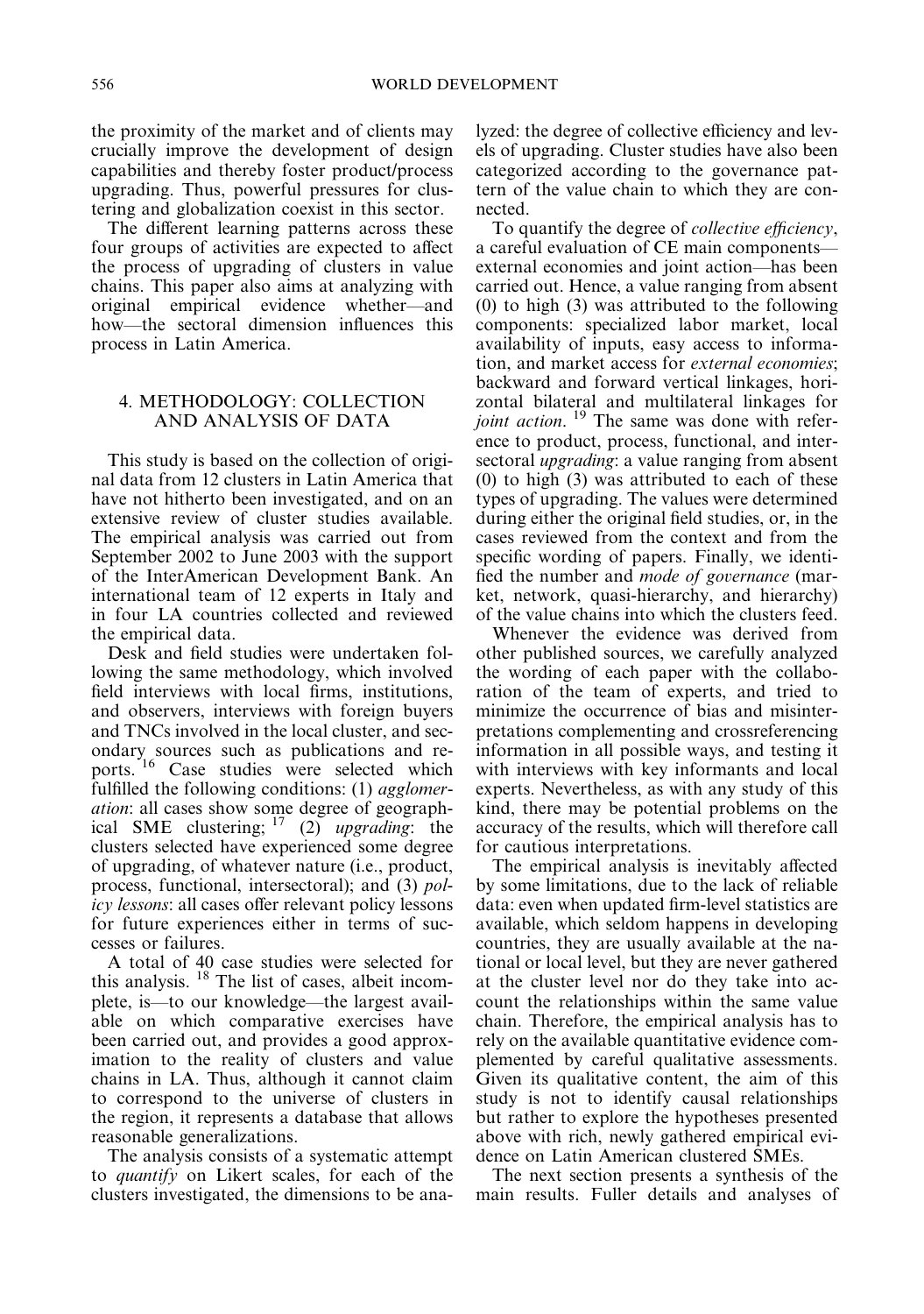the proximity of the market and of clients may crucially improve the development of design capabilities and thereby foster product/process upgrading. Thus, powerful pressures for clustering and globalization coexist in this sector.

The different learning patterns across these four groups of activities are expected to affect the process of upgrading of clusters in value chains. This paper also aims at analyzing with original empirical evidence whether—and how—the sectoral dimension influences this process in Latin America.

## 4. METHODOLOGY: COLLECTION AND ANALYSIS OF DATA

This study is based on the collection of original data from 12 clusters in Latin America that have not hitherto been investigated, and on an extensive review of cluster studies available. The empirical analysis was carried out from September 2002 to June 2003 with the support of the InterAmerican Development Bank. An international team of 12 experts in Italy and in four LA countries collected and reviewed the empirical data.

Desk and field studies were undertaken following the same methodology, which involved field interviews with local firms, institutions, and observers, interviews with foreign buyers and TNCs involved in the local cluster, and secondary sources such as publications and reports. [16] Case studies were selected which fulfilled the following conditions: (1) *agglomeration*: all cases show some degree of geographical SME clustering; [17] (2) *upgrading*: the clusters selected have experienced some degree of upgrading, of whatever nature (i.e., product, process, functional, intersectoral); and (3) *policy lessons*: all cases offer relevant policy lessons for future experiences either in terms of successes or failures.

A total of 40 case studies were selected for this analysis. [18] The list of cases, albeit incomplete, is—to our knowledge—the largest available on which comparative exercises have been carried out, and provides a good approximation to the reality of clusters and value chains in LA. Thus, although it cannot claim to correspond to the universe of clusters in the region, it represents a database that allows reasonable generalizations.

The analysis consists of a systematic attempt to *quantify* on Likert scales, for each of the clusters investigated, the dimensions to be analyzed: the degree of collective efficiency and levels of upgrading. Cluster studies have also been categorized according to the governance pattern of the value chain to which they are connected.

To quantify the degree of *collective efficiency*, a careful evaluation of CE main components—external economies and joint action—has been carried out. Hence, a value ranging from absent (0) to high (3) was attributed to the following components: specialized labor market, local availability of inputs, easy access to information, and market access for *external economies*; backward and forward vertical linkages, horizontal bilateral and multilateral linkages for *joint action*. [19] The same was done with reference to product, process, functional, and intersectoral *upgrading*: a value ranging from absent (0) to high (3) was attributed to each of these types of upgrading. The values were determined during either the original field studies, or, in the cases reviewed from the context and from the specific wording of papers. Finally, we identified the number and *mode of governance* (market, network, quasi-hierarchy, and hierarchy) of the value chains into which the clusters feed.

Whenever the evidence was derived from other published sources, we carefully analyzed the wording of each paper with the collaboration of the team of experts, and tried to minimize the occurrence of bias and misinterpretations complementing and crossreferencing information in all possible ways, and testing it with interviews with key informants and local experts. Nevertheless, as with any study of this kind, there may be potential problems on the accuracy of the results, which will therefore call for cautious interpretations.

The empirical analysis is inevitably affected by some limitations, due to the lack of reliable data: even when updated firm-level statistics are available, which seldom happens in developing countries, they are usually available at the national or local level, but they are never gathered at the cluster level nor do they take into account the relationships within the same value chain. Therefore, the empirical analysis has to rely on the available quantitative evidence complemented by careful qualitative assessments. Given its qualitative content, the aim of this study is not to identify causal relationships but rather to explore the hypotheses presented above with rich, newly gathered empirical evidence on Latin American clustered SMEs.

The next section presents a synthesis of the main results. Fuller details and analyses of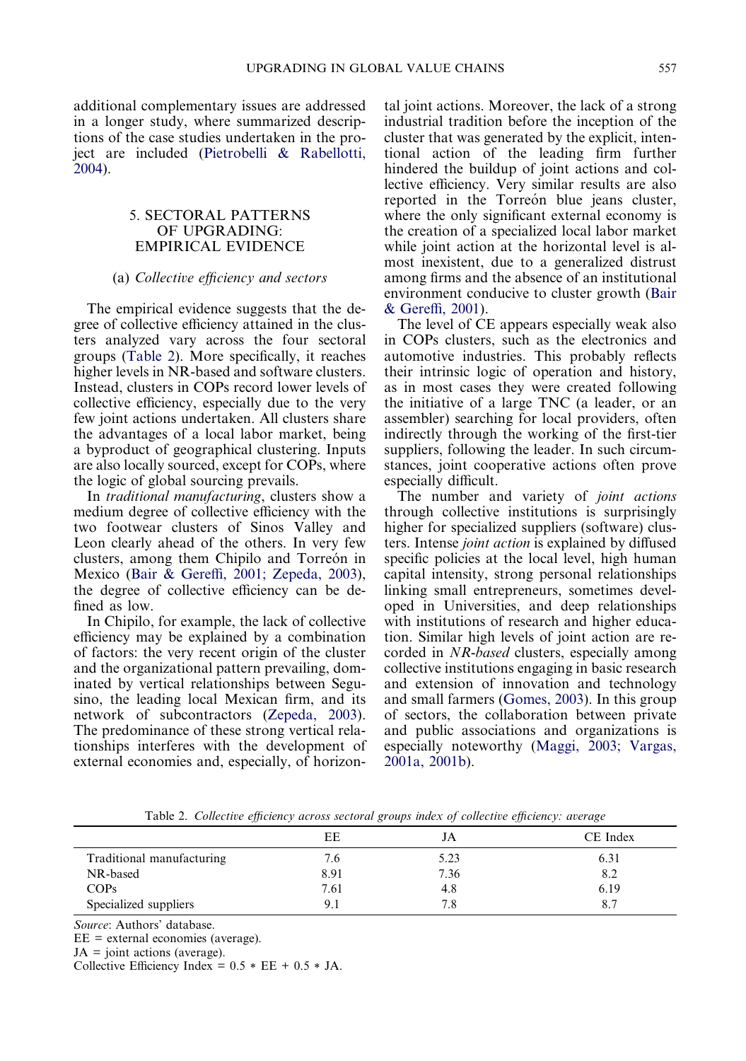additional complementary issues are addressed in a longer study, where summarized descriptions of the case studies undertaken in the project are included (Pietrobelli & Rabellotti, 2004).

## 5. SECTORAL PATTERNS OF UPGRADING: EMPIRICAL EVIDENCE

### (a) *Collective efficiency and sectors*

The empirical evidence suggests that the degree of collective efficiency attained in the clusters analyzed vary across the four sectoral groups (Table 2). More specifically, it reaches higher levels in NR-based and software clusters. Instead, clusters in COPs record lower levels of collective efficiency, especially due to the very few joint actions undertaken. All clusters share the advantages of a local labor market, being a byproduct of geographical clustering. Inputs are also locally sourced, except for COPs, where the logic of global sourcing prevails.

In *traditional manufacturing*, clusters show a medium degree of collective efficiency with the two footwear clusters of Sinos Valley and Leon clearly ahead of the others. In very few clusters, among them Chipilo and Torreón in Mexico (Bair & Gereffi, 2001; Zepeda, 2003), the degree of collective efficiency can be defined as low.

In Chipilo, for example, the lack of collective efficiency may be explained by a combination of factors: the very recent origin of the cluster and the organizational pattern prevailing, dominated by vertical relationships between Segusino, the leading local Mexican firm, and its network of subcontractors (Zepeda, 2003). The predominance of these strong vertical relationships interferes with the development of external economies and, especially, of horizontal joint actions. Moreover, the lack of a strong industrial tradition before the inception of the cluster that was generated by the explicit, intentional action of the leading firm further hindered the buildup of joint actions and collective efficiency. Very similar results are also reported in the Torreón blue jeans cluster, where the only significant external economy is the creation of a specialized local labor market while joint action at the horizontal level is almost inexistent, due to a generalized distrust among firms and the absence of an institutional environment conducive to cluster growth (Bair & Gereffi, 2001).

The level of CE appears especially weak also in COPs clusters, such as the electronics and automotive industries. This probably reflects their intrinsic logic of operation and history, as in most cases they were created following the initiative of a large TNC (a leader, or an assembler) searching for local providers, often indirectly through the working of the first-tier suppliers, following the leader. In such circumstances, joint cooperative actions often prove especially difficult.

The number and variety of *joint actions* through collective institutions is surprisingly higher for specialized suppliers (software) clusters. Intense *joint action* is explained by diffused specific policies at the local level, high human capital intensity, strong personal relationships linking small entrepreneurs, sometimes developed in Universities, and deep relationships with institutions of research and higher education. Similar high levels of joint action are recorded in *NR-based* clusters, especially among collective institutions engaging in basic research and extension of innovation and technology and small farmers (Gomes, 2003). In this group of sectors, the collaboration between private and public associations and organizations is especially noteworthy (Maggi, 2003; Vargas, 2001a, 2001b).

Table 2. *Collective efficiency across sectoral groups index of collective efficiency: average*

| | EE | JA | CE Index |
|---|---|---|---|
| Traditional manufacturing | 7.6 | 5.23 | 6.31 |
| NR-based | 8.91 | 7.36 | 8.2 |
| COPs | 7.61 | 4.8 | 6.19 |
| Specialized suppliers | 9.1 | 7.8 | 8.7 |

*Source*: Authors' database.
EE = external economies (average).
JA = joint actions (average).
Collective Efficiency Index = $0.5 * \text{EE} + 0.5 * \text{JA}$.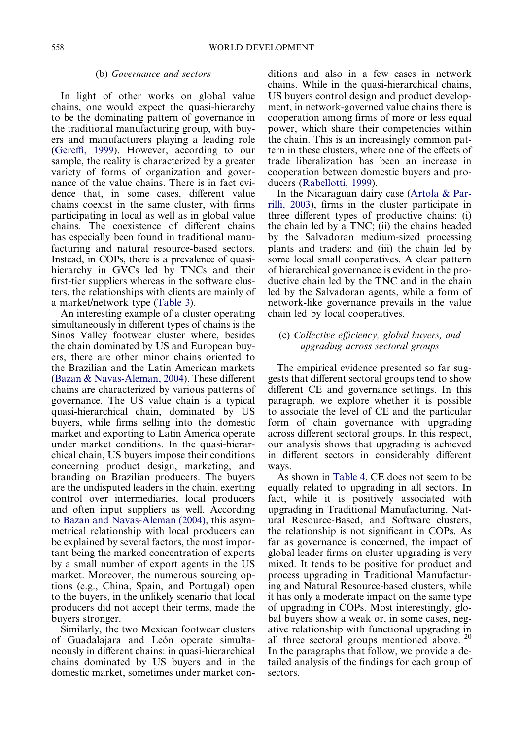### (b) *Governance and sectors*

In light of other works on global value chains, one would expect the quasi-hierarchy to be the dominating pattern of governance in the traditional manufacturing group, with buyers and manufacturers playing a leading role (Gereffi, 1999). However, according to our sample, the reality is characterized by a greater variety of forms of organization and governance of the value chains. There is in fact evidence that, in some cases, different value chains coexist in the same cluster, with firms participating in local as well as in global value chains. The coexistence of different chains has especially been found in traditional manufacturing and natural resource-based sectors. Instead, in COPs, there is a prevalence of quasi-hierarchy in GVCs led by TNCs and their first-tier suppliers whereas in the software clusters, the relationships with clients are mainly of a market/network type (Table 3).

An interesting example of a cluster operating simultaneously in different types of chains is the Sinos Valley footwear cluster where, besides the chain dominated by US and European buyers, there are other minor chains oriented to the Brazilian and the Latin American markets (Bazan & Navas-Aleman, 2004). These different chains are characterized by various patterns of governance. The US value chain is a typical quasi-hierarchical chain, dominated by US buyers, while firms selling into the domestic market and exporting to Latin America operate under market conditions. In the quasi-hierarchical chain, US buyers impose their conditions concerning product design, marketing, and branding on Brazilian producers. The buyers are the undisputed leaders in the chain, exerting control over intermediaries, local producers and often input suppliers as well. According to Bazan and Navas-Aleman (2004), this asymmetrical relationship with local producers can be explained by several factors, the most important being the marked concentration of exports by a small number of export agents in the US market. Moreover, the numerous sourcing options (e.g., China, Spain, and Portugal) open to the buyers, in the unlikely scenario that local producers did not accept their terms, made the buyers stronger.

Similarly, the two Mexican footwear clusters of Guadalajara and León operate simultaneously in different chains: in quasi-hierarchical chains dominated by US buyers and in the domestic market, sometimes under market conditions and also in a few cases in network chains. While in the quasi-hierarchical chains, US buyers control design and product development, in network-governed value chains there is cooperation among firms of more or less equal power, which share their competencies within the chain. This is an increasingly common pattern in these clusters, where one of the effects of trade liberalization has been an increase in cooperation between domestic buyers and producers (Rabellotti, 1999).

In the Nicaraguan dairy case (Artola & Parrilli, 2003), firms in the cluster participate in three different types of productive chains: (i) the chain led by a TNC; (ii) the chains headed by the Salvadoran medium-sized processing plants and traders; and (iii) the chain led by some local small cooperatives. A clear pattern of hierarchical governance is evident in the productive chain led by the TNC and in the chain led by the Salvadoran agents, while a form of network-like governance prevails in the value chain led by local cooperatives.

### (c) *Collective efficiency, global buyers, and upgrading across sectoral groups*

The empirical evidence presented so far suggests that different sectoral groups tend to show different CE and governance settings. In this paragraph, we explore whether it is possible to associate the level of CE and the particular form of chain governance with upgrading across different sectoral groups. In this respect, our analysis shows that upgrading is achieved in different sectors in considerably different ways.

As shown in Table 4, CE does not seem to be equally related to upgrading in all sectors. In fact, while it is positively associated with upgrading in Traditional Manufacturing, Natural Resource-Based, and Software clusters, the relationship is not significant in COPs. As far as governance is concerned, the impact of global leader firms on cluster upgrading is very mixed. It tends to be positive for product and process upgrading in Traditional Manufacturing and Natural Resource-based clusters, while it has only a moderate impact on the same type of upgrading in COPs. Most interestingly, global buyers show a weak or, in some cases, negative relationship with functional upgrading in all three sectoral groups mentioned above. [20] In the paragraphs that follow, we provide a detailed analysis of the findings for each group of sectors.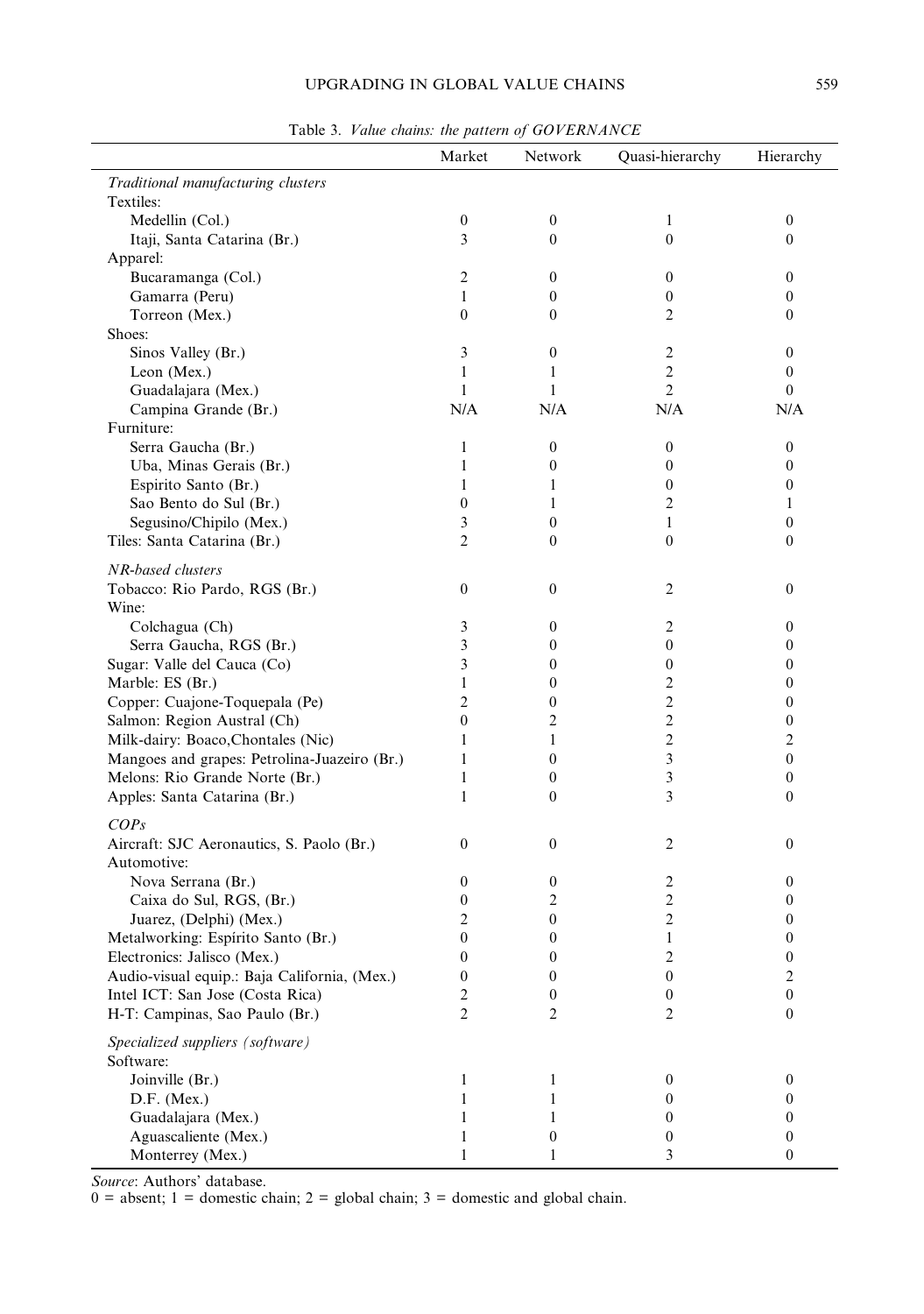Table 3. *Value chains: the pattern of GOVERNANCE*

| | Market | Network | Quasi-hierarchy | Hierarchy |
|---|---|---|---|---|
| *Traditional manufacturing clusters* | | | | |
| Textiles: | | | | |
| Medellin (Col.) | 0 | 0 | 1 | 0 |
| Itaji, Santa Catarina (Br.) | 3 | 0 | 0 | 0 |
| Apparel: | | | | |
| Bucaramanga (Col.) | 2 | 0 | 0 | 0 |
| Gamarra (Peru) | 1 | 0 | 0 | 0 |
| Torreon (Mex.) | 0 | 0 | 2 | 0 |
| Shoes: | | | | |
| Sinos Valley (Br.) | 3 | 0 | 2 | 0 |
| Leon (Mex.) | 1 | 1 | 2 | 0 |
| Guadalajara (Mex.) | 1 | 1 | 2 | 0 |
| Campina Grande (Br.) | N/A | N/A | N/A | N/A |
| Furniture: | | | | |
| Serra Gaucha (Br.) | 1 | 0 | 0 | 0 |
| Uba, Minas Gerais (Br.) | 1 | 0 | 0 | 0 |
| Espirito Santo (Br.) | 1 | 1 | 0 | 0 |
| Sao Bento do Sul (Br.) | 0 | 1 | 2 | 1 |
| Segusino/Chipilo (Mex.) | 3 | 0 | 1 | 0 |
| Tiles: Santa Catarina (Br.) | 2 | 0 | 0 | 0 |
| *NR-based clusters* | | | | |
| Tobacco: Rio Pardo, RGS (Br.) | 0 | 0 | 2 | 0 |
| Wine: | | | | |
| Colchagua (Ch) | 3 | 0 | 2 | 0 |
| Serra Gaucha, RGS (Br.) | 3 | 0 | 0 | 0 |
| Sugar: Valle del Cauca (Co) | 3 | 0 | 0 | 0 |
| Marble: ES (Br.) | 1 | 0 | 2 | 0 |
| Copper: Cuajone-Toquepala (Pe) | 2 | 0 | 2 | 0 |
| Salmon: Region Austral (Ch) | 0 | 2 | 2 | 0 |
| Milk-dairy: Boaco,Chontales (Nic) | 1 | 1 | 2 | 2 |
| Mangoes and grapes: Petrolina-Juazeiro (Br.) | 1 | 0 | 3 | 0 |
| Melons: Rio Grande Norte (Br.) | 1 | 0 | 3 | 0 |
| Apples: Santa Catarina (Br.) | 1 | 0 | 3 | 0 |
| *COPs* | | | | |
| Aircraft: SJC Aeronautics, S. Paolo (Br.) | 0 | 0 | 2 | 0 |
| Automotive: | | | | |
| Nova Serrana (Br.) | 0 | 0 | 2 | 0 |
| Caixa do Sul, RGS, (Br.) | 0 | 2 | 2 | 0 |
| Juarez, (Delphi) (Mex.) | 2 | 0 | 2 | 0 |
| Metalworking: Espírito Santo (Br.) | 0 | 0 | 1 | 0 |
| Electronics: Jalisco (Mex.) | 0 | 0 | 2 | 0 |
| Audio-visual equip.: Baja California, (Mex.) | 0 | 0 | 0 | 2 |
| Intel ICT: San Jose (Costa Rica) | 2 | 0 | 0 | 0 |
| H-T: Campinas, Sao Paulo (Br.) | 2 | 2 | 2 | 0 |
| *Specialized suppliers (software)* | | | | |
| Software: | | | | |
| Joinville (Br.) | 1 | 1 | 0 | 0 |
| D.F. (Mex.) | 1 | 1 | 0 | 0 |
| Guadalajara (Mex.) | 1 | 1 | 0 | 0 |
| Aguascaliente (Mex.) | 1 | 0 | 0 | 0 |
| Monterrey (Mex.) | 1 | 1 | 3 | 0 |

*Source*: Authors' database.
0 = absent; 1 = domestic chain; 2 = global chain; 3 = domestic and global chain.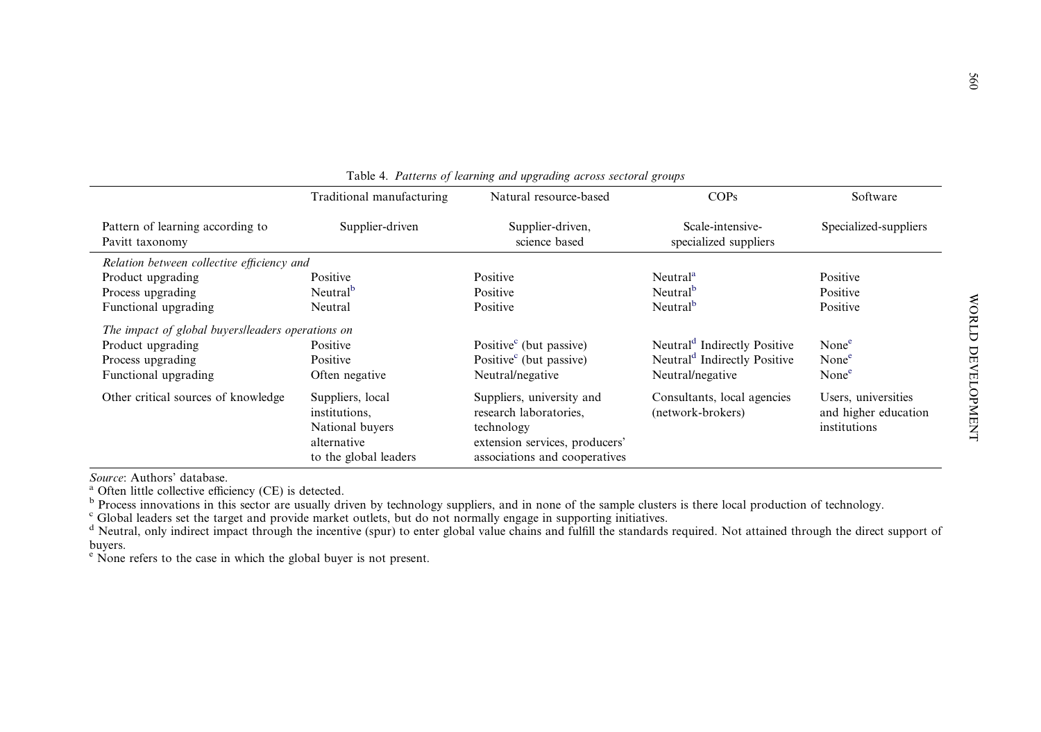Table 4. *Patterns of learning and upgrading across sectoral groups*

| | Traditional manufacturing | Natural resource-based | COPs | Software |
|---|---|---|---|---|
| Pattern of learning according to Pavitt taxonomy | Supplier-driven | Supplier-driven, science based | Scale-intensive-specialized suppliers | Specialized-suppliers |
| *Relation between collective efficiency and* | | | | |
| Product upgrading | Positive | Positive | Neutral[a] | Positive |
| Process upgrading | Neutral[b] | Positive | Neutral[b] | Positive |
| Functional upgrading | Neutral | Positive | Neutral[b] | Positive |
| *The impact of global buyers/leaders operations on* | | | | |
| Product upgrading | Positive | Positive[c] (but passive) | Neutral[d] Indirectly Positive | None[e] |
| Process upgrading | Positive | Positive[c] (but passive) | Neutral[d] Indirectly Positive | None[e] |
| Functional upgrading | Often negative | Neutral/negative | Neutral/negative | None[e] |
| Other critical sources of knowledge | Suppliers, local institutions, National buyers alternative to the global leaders | Suppliers, university and research laboratories, technology extension services, producers' associations and cooperatives | Consultants, local agencies (network-brokers) | Users, universities and higher education institutions |

*Source*: Authors' database.

[a] Often little collective efficiency (CE) is detected.

[b] Process innovations in this sector are usually driven by technology suppliers, and in none of the sample clusters is there local production of technology.

[c] Global leaders set the target and provide market outlets, but do not normally engage in supporting initiatives.

[d] Neutral, only indirect impact through the incentive (spur) to enter global value chains and fulfill the standards required. Not attained through the direct support of buyers.

[e] None refers to the case in which the global buyer is not present.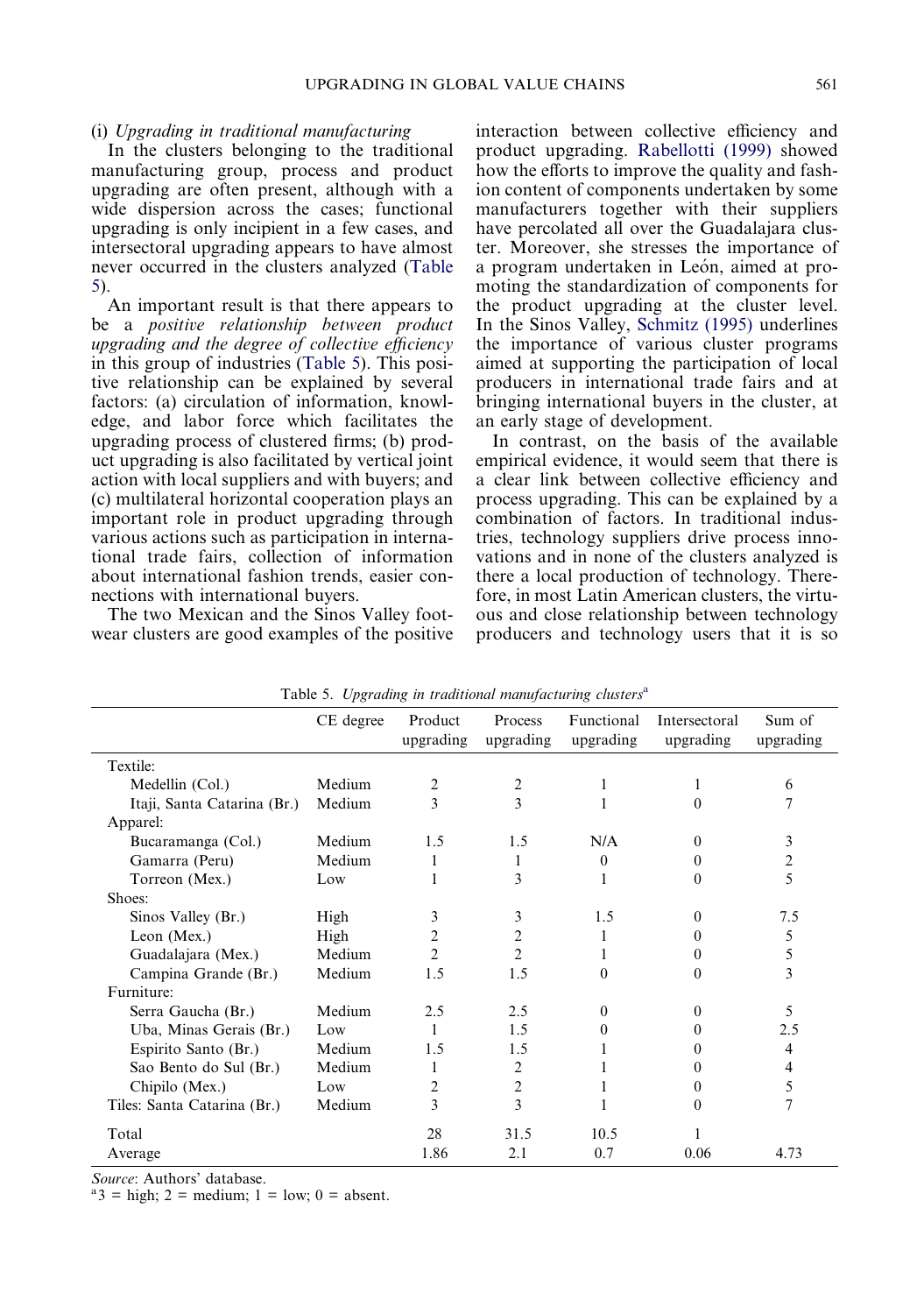(i) *Upgrading in traditional manufacturing*

In the clusters belonging to the traditional manufacturing group, process and product upgrading are often present, although with a wide dispersion across the cases; functional upgrading is only incipient in a few cases, and intersectoral upgrading appears to have almost never occurred in the clusters analyzed (Table 5).

An important result is that there appears to be a *positive relationship between product upgrading and the degree of collective efficiency* in this group of industries (Table 5). This positive relationship can be explained by several factors: (a) circulation of information, knowledge, and labor force which facilitates the upgrading process of clustered firms; (b) product upgrading is also facilitated by vertical joint action with local suppliers and with buyers; and (c) multilateral horizontal cooperation plays an important role in product upgrading through various actions such as participation in international trade fairs, collection of information about international fashion trends, easier connections with international buyers.

The two Mexican and the Sinos Valley footwear clusters are good examples of the positive interaction between collective efficiency and product upgrading. Rabellotti (1999) showed how the efforts to improve the quality and fashion content of components undertaken by some manufacturers together with their suppliers have percolated all over the Guadalajara cluster. Moreover, she stresses the importance of a program undertaken in León, aimed at promoting the standardization of components for the product upgrading at the cluster level. In the Sinos Valley, Schmitz (1995) underlines the importance of various cluster programs aimed at supporting the participation of local producers in international trade fairs and at bringing international buyers in the cluster, at an early stage of development.

In contrast, on the basis of the available empirical evidence, it would seem that there is a clear link between collective efficiency and process upgrading. This can be explained by a combination of factors. In traditional industries, technology suppliers drive process innovations and in none of the clusters analyzed is there a local production of technology. Therefore, in most Latin American clusters, the virtuous and close relationship between technology producers and technology users that it is so

Table 5. *Upgrading in traditional manufacturing clusters*[a]

| | CE degree | Product upgrading | Process upgrading | Functional upgrading | Intersectoral upgrading | Sum of upgrading |
|---|---|---|---|---|---|---|
| Textile: | | | | | | |
| Medellin (Col.) | Medium | 2 | 2 | 1 | 1 | 6 |
| Itaji, Santa Catarina (Br.) | Medium | 3 | 3 | 1 | 0 | 7 |
| Apparel: | | | | | | |
| Bucaramanga (Col.) | Medium | 1.5 | 1.5 | N/A | 0 | 3 |
| Gamarra (Peru) | Medium | 1 | 1 | 0 | 0 | 2 |
| Torreon (Mex.) | Low | 1 | 3 | 1 | 0 | 5 |
| Shoes: | | | | | | |
| Sinos Valley (Br.) | High | 3 | 3 | 1.5 | 0 | 7.5 |
| Leon (Mex.) | High | 2 | 2 | 1 | 0 | 5 |
| Guadalajara (Mex.) | Medium | 2 | 2 | 1 | 0 | 5 |
| Campina Grande (Br.) | Medium | 1.5 | 1.5 | 0 | 0 | 3 |
| Furniture: | | | | | | |
| Serra Gaucha (Br.) | Medium | 2.5 | 2.5 | 0 | 0 | 5 |
| Uba, Minas Gerais (Br.) | Low | 1 | 1.5 | 0 | 0 | 2.5 |
| Espirito Santo (Br.) | Medium | 1.5 | 1.5 | 1 | 0 | 4 |
| Sao Bento do Sul (Br.) | Medium | 1 | 2 | 1 | 0 | 4 |
| Chipilo (Mex.) | Low | 2 | 2 | 1 | 0 | 5 |
| Tiles: Santa Catarina (Br.) | Medium | 3 | 3 | 1 | 0 | 7 |
| Total | | 28 | 31.5 | 10.5 | 1 | |
| Average | | 1.86 | 2.1 | 0.7 | 0.06 | 4.73 |

*Source*: Authors' database.

[a] 3 = high; 2 = medium; 1 = low; 0 = absent.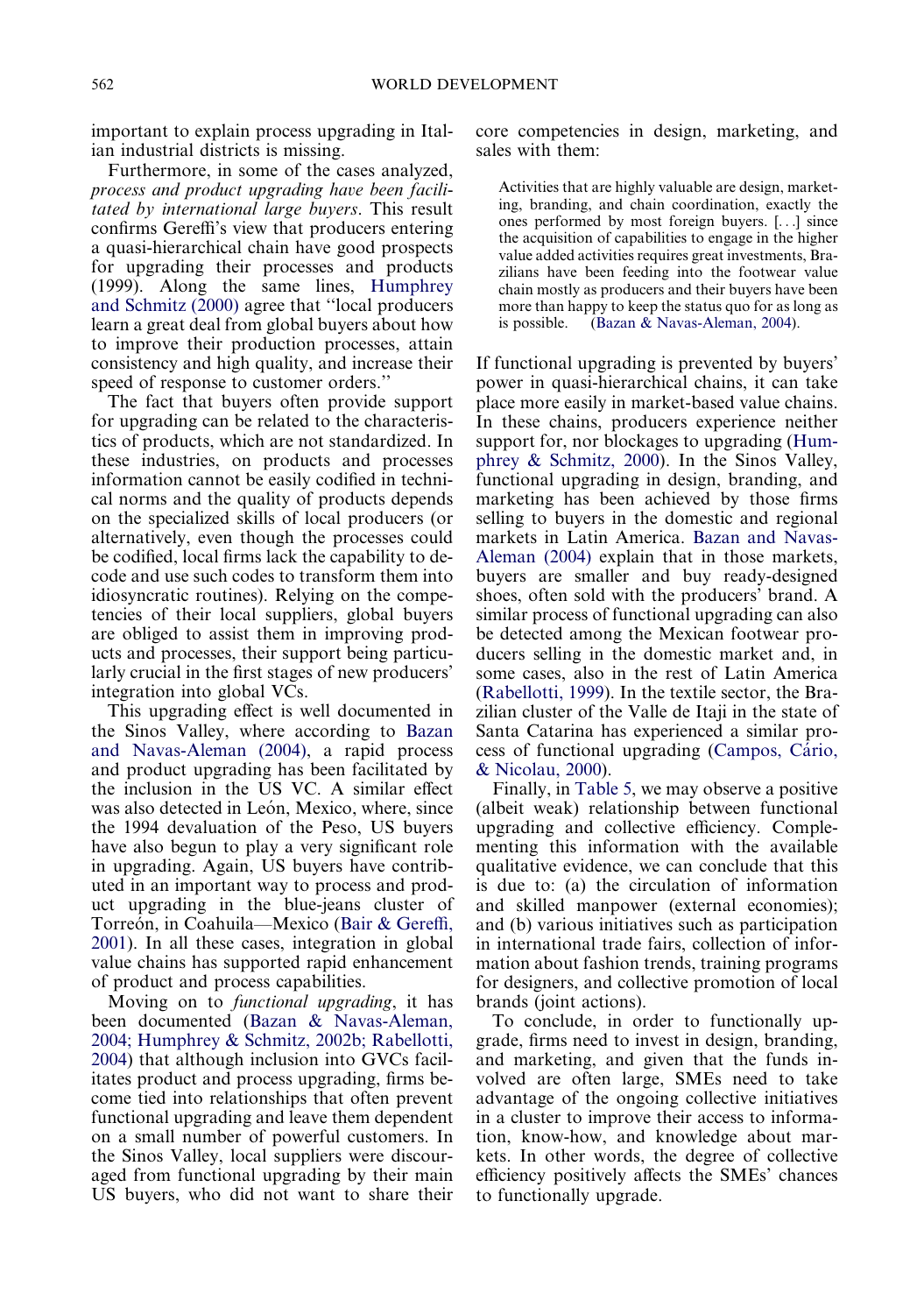important to explain process upgrading in Italian industrial districts is missing.

Furthermore, in some of the cases analyzed, *process and product upgrading have been facilitated by international large buyers*. This result confirms Gereffi's view that producers entering a quasi-hierarchical chain have good prospects for upgrading their processes and products (1999). Along the same lines, Humphrey and Schmitz (2000) agree that "local producers learn a great deal from global buyers about how to improve their production processes, attain consistency and high quality, and increase their speed of response to customer orders."

The fact that buyers often provide support for upgrading can be related to the characteristics of products, which are not standardized. In these industries, on products and processes information cannot be easily codified in technical norms and the quality of products depends on the specialized skills of local producers (or alternatively, even though the processes could be codified, local firms lack the capability to decode and use such codes to transform them into idiosyncratic routines). Relying on the competencies of their local suppliers, global buyers are obliged to assist them in improving products and processes, their support being particularly crucial in the first stages of new producers' integration into global VCs.

This upgrading effect is well documented in the Sinos Valley, where according to Bazan and Navas-Aleman (2004), a rapid process and product upgrading has been facilitated by the inclusion in the US VC. A similar effect was also detected in León, Mexico, where, since the 1994 devaluation of the Peso, US buyers have also begun to play a very significant role in upgrading. Again, US buyers have contributed in an important way to process and product upgrading in the blue-jeans cluster of Torreón, in Coahuila—Mexico (Bair & Gereffi, 2001). In all these cases, integration in global value chains has supported rapid enhancement of product and process capabilities.

Moving on to *functional upgrading*, it has been documented (Bazan & Navas-Aleman, 2004; Humphrey & Schmitz, 2002b; Rabellotti, 2004) that although inclusion into GVCs facilitates product and process upgrading, firms become tied into relationships that often prevent functional upgrading and leave them dependent on a small number of powerful customers. In the Sinos Valley, local suppliers were discouraged from functional upgrading by their main US buyers, who did not want to share their core competencies in design, marketing, and sales with them:

> Activities that are highly valuable are design, marketing, branding, and chain coordination, exactly the ones performed by most foreign buyers. [...] since the acquisition of capabilities to engage in the higher value added activities requires great investments, Brazilians have been feeding into the footwear value chain mostly as producers and their buyers have been more than happy to keep the status quo for as long as is possible. (Bazan & Navas-Aleman, 2004).

If functional upgrading is prevented by buyers' power in quasi-hierarchical chains, it can take place more easily in market-based value chains. In these chains, producers experience neither support for, nor blockages to upgrading (Humphrey & Schmitz, 2000). In the Sinos Valley, functional upgrading in design, branding, and marketing has been achieved by those firms selling to buyers in the domestic and regional markets in Latin America. Bazan and Navas-Aleman (2004) explain that in those markets, buyers are smaller and buy ready-designed shoes, often sold with the producers' brand. A similar process of functional upgrading can also be detected among the Mexican footwear producers selling in the domestic market and, in some cases, also in the rest of Latin America (Rabellotti, 1999). In the textile sector, the Brazilian cluster of the Valle de Itaji in the state of Santa Catarina has experienced a similar process of functional upgrading (Campos, Cário, & Nicolau, 2000).

Finally, in Table 5, we may observe a positive (albeit weak) relationship between functional upgrading and collective efficiency. Complementing this information with the available qualitative evidence, we can conclude that this is due to: (a) the circulation of information and skilled manpower (external economies); and (b) various initiatives such as participation in international trade fairs, collection of information about fashion trends, training programs for designers, and collective promotion of local brands (joint actions).

To conclude, in order to functionally upgrade, firms need to invest in design, branding, and marketing, and given that the funds involved are often large, SMEs need to take advantage of the ongoing collective initiatives in a cluster to improve their access to information, know-how, and knowledge about markets. In other words, the degree of collective efficiency positively affects the SMEs' chances to functionally upgrade.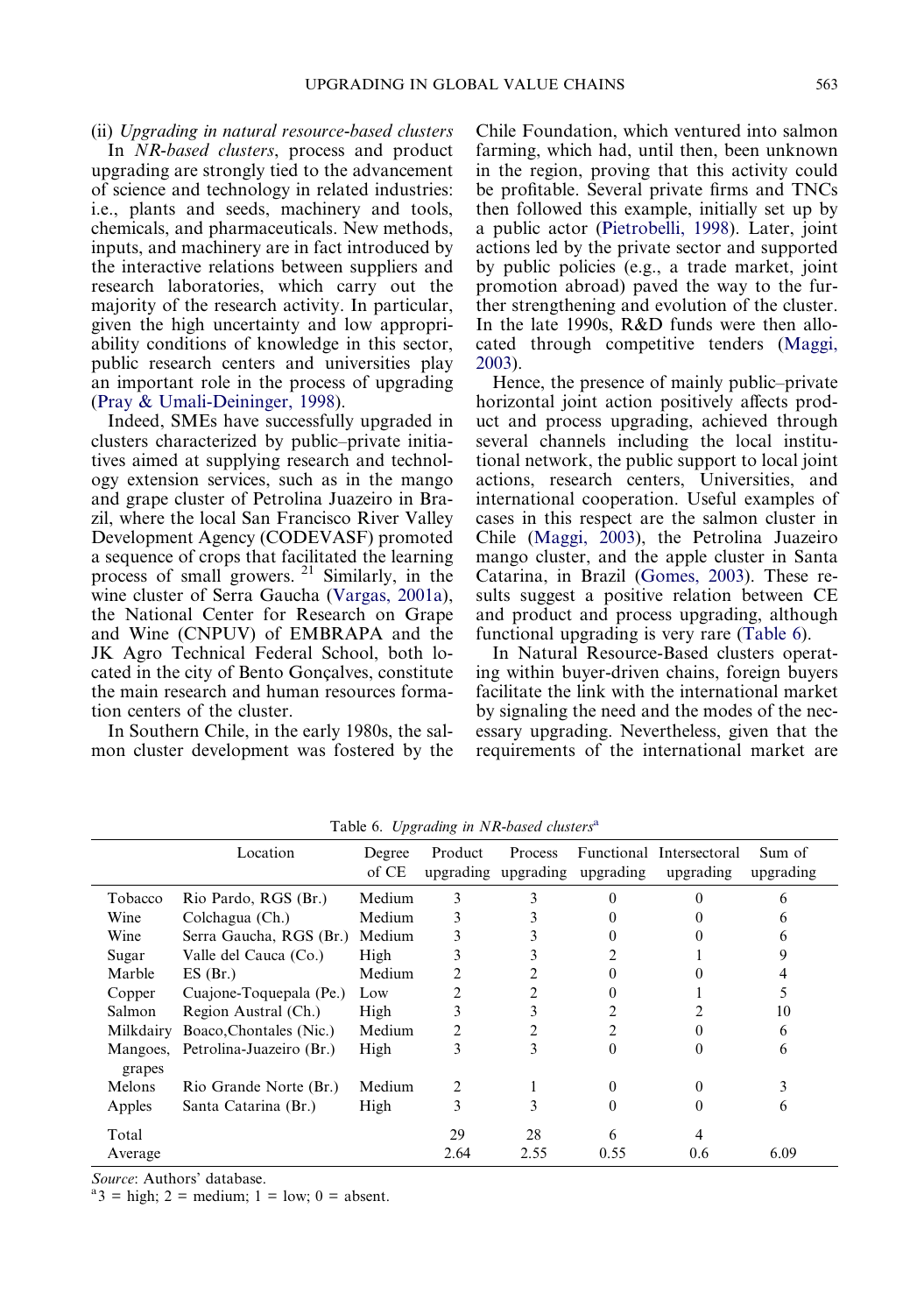(ii) *Upgrading in natural resource-based clusters*

In *NR-based clusters*, process and product upgrading are strongly tied to the advancement of science and technology in related industries: i.e., plants and seeds, machinery and tools, chemicals, and pharmaceuticals. New methods, inputs, and machinery are in fact introduced by the interactive relations between suppliers and research laboratories, which carry out the majority of the research activity. In particular, given the high uncertainty and low appropriability conditions of knowledge in this sector, public research centers and universities play an important role in the process of upgrading (Pray & Umali-Deininger, 1998).

Indeed, SMEs have successfully upgraded in clusters characterized by public–private initiatives aimed at supplying research and technology extension services, such as in the mango and grape cluster of Petrolina Juazeiro in Brazil, where the local San Francisco River Valley Development Agency (CODEVASF) promoted a sequence of crops that facilitated the learning process of small growers. [21] Similarly, in the wine cluster of Serra Gaucha (Vargas, 2001a), the National Center for Research on Grape and Wine (CNPUV) of EMBRAPA and the JK Agro Technical Federal School, both located in the city of Bento Gonçalves, constitute the main research and human resources formation centers of the cluster.

In Southern Chile, in the early 1980s, the salmon cluster development was fostered by the Chile Foundation, which ventured into salmon farming, which had, until then, been unknown in the region, proving that this activity could be profitable. Several private firms and TNCs then followed this example, initially set up by a public actor (Pietrobelli, 1998). Later, joint actions led by the private sector and supported by public policies (e.g., a trade market, joint promotion abroad) paved the way to the further strengthening and evolution of the cluster. In the late 1990s, R&D funds were then allocated through competitive tenders (Maggi, 2003).

Hence, the presence of mainly public–private horizontal joint action positively affects product and process upgrading, achieved through several channels including the local institutional network, the public support to local joint actions, research centers, Universities, and international cooperation. Useful examples of cases in this respect are the salmon cluster in Chile (Maggi, 2003), the Petrolina Juazeiro mango cluster, and the apple cluster in Santa Catarina, in Brazil (Gomes, 2003). These results suggest a positive relation between CE and product and process upgrading, although functional upgrading is very rare (Table 6).

In Natural Resource-Based clusters operating within buyer-driven chains, foreign buyers facilitate the link with the international market by signaling the need and the modes of the necessary upgrading. Nevertheless, given that the requirements of the international market are

Table 6. *Upgrading in NR-based clusters*[a]

| | Location | Degree of CE | Product upgrading | Process upgrading | Functional upgrading | Intersectoral upgrading | Sum of upgrading |
|---|---|---|---|---|---|---|---|
| Tobacco | Rio Pardo, RGS (Br.) | Medium | 3 | 3 | 0 | 0 | 6 |
| Wine | Colchagua (Ch.) | Medium | 3 | 3 | 0 | 0 | 6 |
| Wine | Serra Gaucha, RGS (Br.) | Medium | 3 | 3 | 0 | 0 | 6 |
| Sugar | Valle del Cauca (Co.) | High | 3 | 3 | 2 | 1 | 9 |
| Marble | ES (Br.) | Medium | 2 | 2 | 0 | 0 | 4 |
| Copper | Cuajone-Toquepala (Pe.) | Low | 2 | 2 | 0 | 1 | 5 |
| Salmon | Region Austral (Ch.) | High | 3 | 3 | 2 | 2 | 10 |
| Milkdairy | Boaco,Chontales (Nic.) | Medium | 2 | 2 | 2 | 0 | 6 |
| Mangoes, grapes | Petrolina-Juazeiro (Br.) | High | 3 | 3 | 0 | 0 | 6 |
| Melons | Rio Grande Norte (Br.) | Medium | 2 | 1 | 0 | 0 | 3 |
| Apples | Santa Catarina (Br.) | High | 3 | 3 | 0 | 0 | 6 |
| Total | | | 29 | 28 | 6 | 4 | |
| Average | | | 2.64 | 2.55 | 0.55 | 0.6 | 6.09 |

*Source*: Authors' database.
[a] 3 = high; 2 = medium; 1 = low; 0 = absent.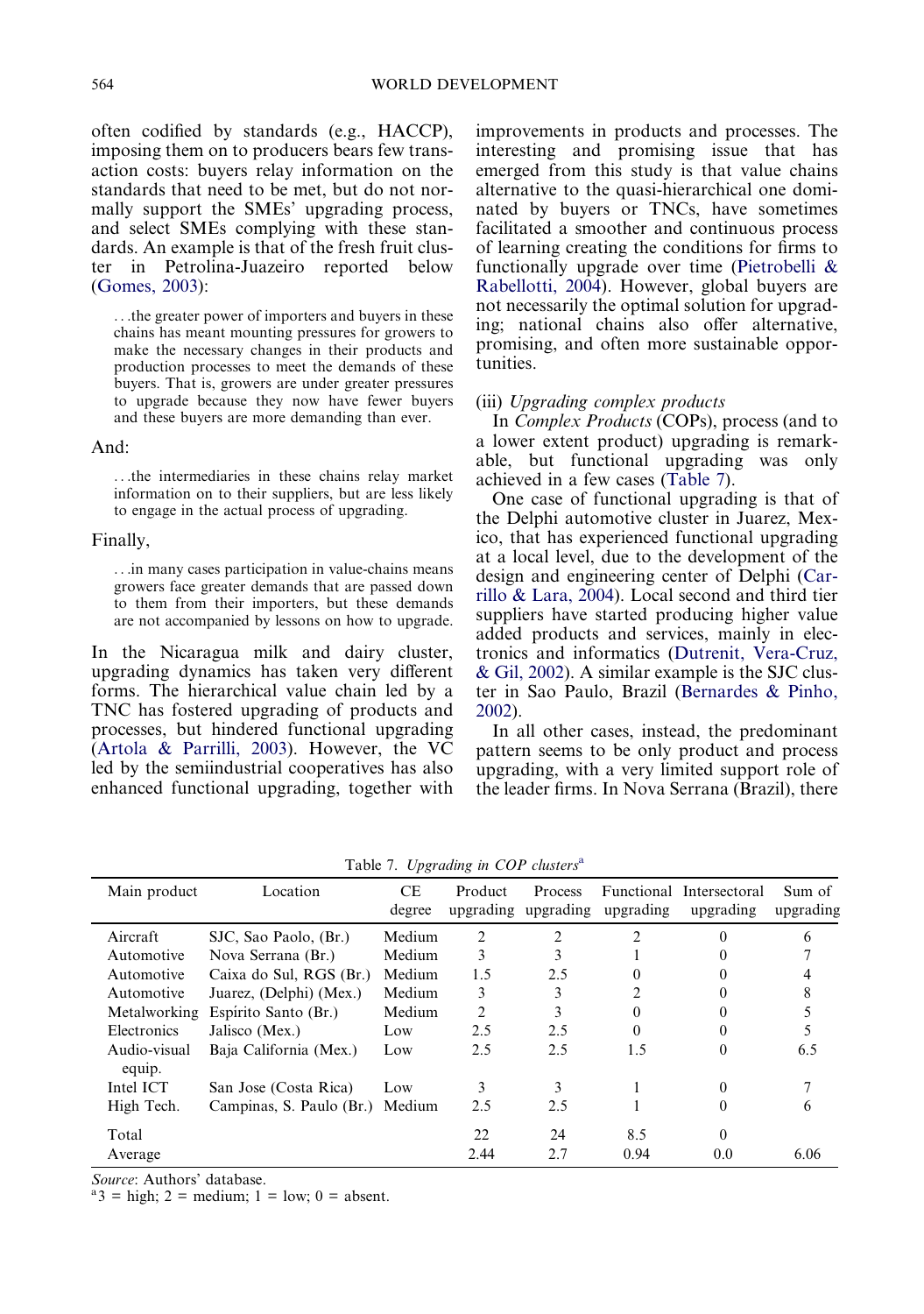often codified by standards (e.g., HACCP), imposing them on to producers bears few transaction costs: buyers relay information on the standards that need to be met, but do not normally support the SMEs' upgrading process, and select SMEs complying with these standards. An example is that of the fresh fruit cluster in Petrolina-Juazeiro reported below (Gomes, 2003):

> …the greater power of importers and buyers in these chains has meant mounting pressures for growers to make the necessary changes in their products and production processes to meet the demands of these buyers. That is, growers are under greater pressures to upgrade because they now have fewer buyers and these buyers are more demanding than ever.

And:

> …the intermediaries in these chains relay market information on to their suppliers, but are less likely to engage in the actual process of upgrading.

Finally,

> …in many cases participation in value-chains means growers face greater demands that are passed down to them from their importers, but these demands are not accompanied by lessons on how to upgrade.

In the Nicaragua milk and dairy cluster, upgrading dynamics has taken very different forms. The hierarchical value chain led by a TNC has fostered upgrading of products and processes, but hindered functional upgrading (Artola & Parrilli, 2003). However, the VC led by the semiindustrial cooperatives has also enhanced functional upgrading, together with improvements in products and processes. The interesting and promising issue that has emerged from this study is that value chains alternative to the quasi-hierarchical one dominated by buyers or TNCs, have sometimes facilitated a smoother and continuous process of learning creating the conditions for firms to functionally upgrade over time (Pietrobelli & Rabellotti, 2004). However, global buyers are not necessarily the optimal solution for upgrading; national chains also offer alternative, promising, and often more sustainable opportunities.

(iii) *Upgrading complex products*

In *Complex Products* (COPs), process (and to a lower extent product) upgrading is remarkable, but functional upgrading was only achieved in a few cases (Table 7).

One case of functional upgrading is that of the Delphi automotive cluster in Juarez, Mexico, that has experienced functional upgrading at a local level, due to the development of the design and engineering center of Delphi (Carrillo & Lara, 2004). Local second and third tier suppliers have started producing higher value added products and services, mainly in electronics and informatics (Dutrenit, Vera-Cruz, & Gil, 2002). A similar example is the SJC cluster in Sao Paulo, Brazil (Bernardes & Pinho, 2002).

In all other cases, instead, the predominant pattern seems to be only product and process upgrading, with a very limited support role of the leader firms. In Nova Serrana (Brazil), there

Table 7. *Upgrading in COP clusters*[a]

| Main product | Location | CE degree | Product upgrading | Process upgrading | Functional upgrading | Intersectoral upgrading | Sum of upgrading |
|---|---|---|---|---|---|---|---|
| Aircraft | SJC, Sao Paolo, (Br.) | Medium | 2 | 2 | 2 | 0 | 6 |
| Automotive | Nova Serrana (Br.) | Medium | 3 | 3 | 1 | 0 | 7 |
| Automotive | Caixa do Sul, RGS (Br.) | Medium | 1.5 | 2.5 | 0 | 0 | 4 |
| Automotive | Juarez, (Delphi) (Mex.) | Medium | 3 | 3 | 2 | 0 | 8 |
| Metalworking | Espírito Santo (Br.) | Medium | 2 | 3 | 0 | 0 | 5 |
| Electronics | Jalisco (Mex.) | Low | 2.5 | 2.5 | 0 | 0 | 5 |
| Audio-visual equip. | Baja California (Mex.) | Low | 2.5 | 2.5 | 1.5 | 0 | 6.5 |
| Intel ICT | San Jose (Costa Rica) | Low | 3 | 3 | 1 | 0 | 7 |
| High Tech. | Campinas, S. Paulo (Br.) | Medium | 2.5 | 2.5 | 1 | 0 | 6 |
| Total | | | 22 | 24 | 8.5 | 0 | |
| Average | | | 2.44 | 2.7 | 0.94 | 0.0 | 6.06 |

*Source*: Authors' database.

[a] 3 = high; 2 = medium; 1 = low; 0 = absent.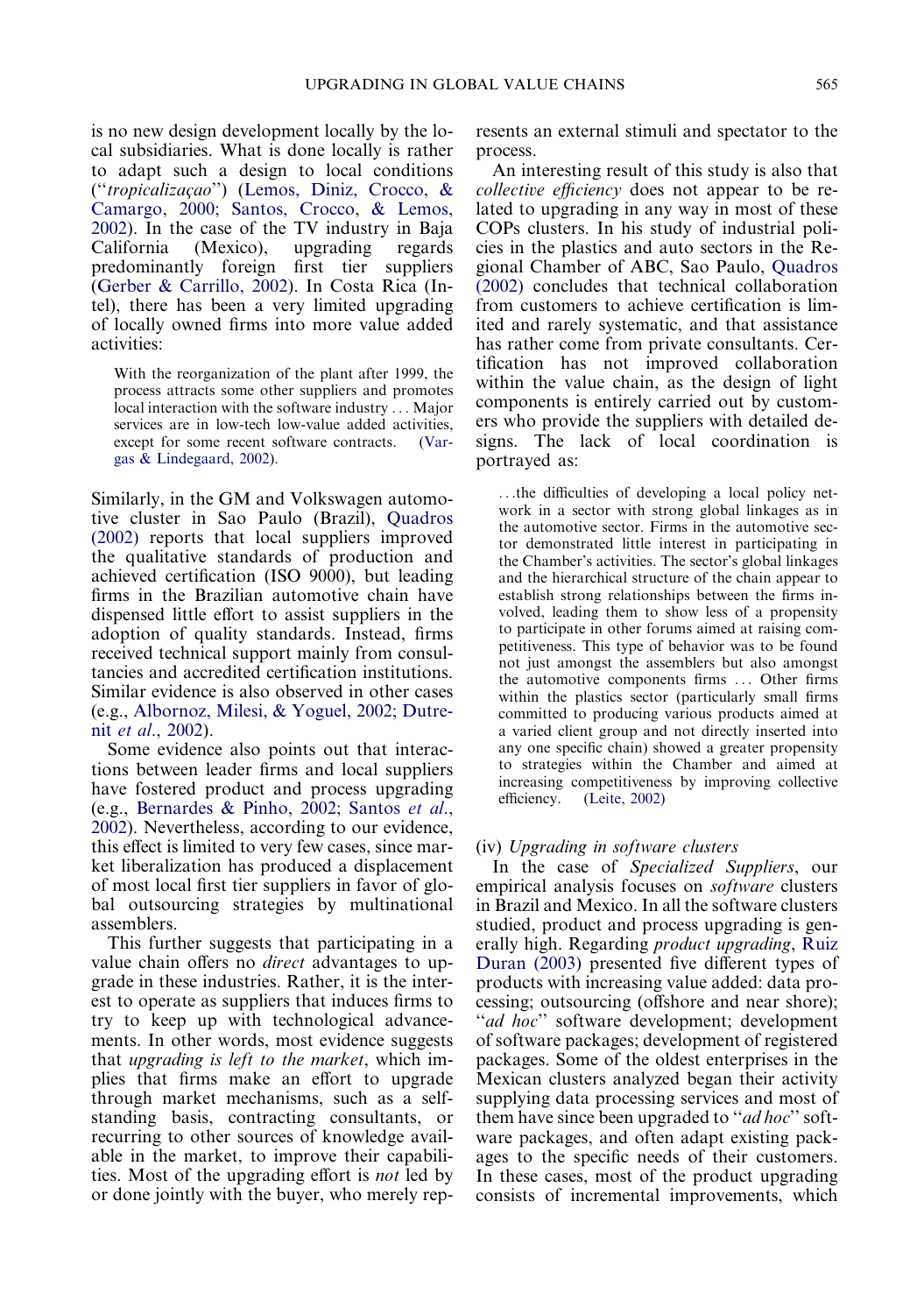is no new design development locally by the local subsidiaries. What is done locally is rather to adapt such a design to local conditions ("*tropicalizaçao*") (Lemos, Diniz, Crocco, & Camargo, 2000; Santos, Crocco, & Lemos, 2002). In the case of the TV industry in Baja California (Mexico), upgrading regards predominantly foreign first tier suppliers (Gerber & Carrillo, 2002). In Costa Rica (Intel), there has been a very limited upgrading of locally owned firms into more value added activities:

> With the reorganization of the plant after 1999, the process attracts some other suppliers and promotes local interaction with the software industry … Major services are in low-tech low-value added activities, except for some recent software contracts. (Vargas & Lindegaard, 2002).

Similarly, in the GM and Volkswagen automotive cluster in Sao Paulo (Brazil), Quadros (2002) reports that local suppliers improved the qualitative standards of production and achieved certification (ISO 9000), but leading firms in the Brazilian automotive chain have dispensed little effort to assist suppliers in the adoption of quality standards. Instead, firms received technical support mainly from consultancies and accredited certification institutions. Similar evidence is also observed in other cases (e.g., Albornoz, Milesi, & Yoguel, 2002; Dutrenit *et al.*, 2002).

Some evidence also points out that interactions between leader firms and local suppliers have fostered product and process upgrading (e.g., Bernardes & Pinho, 2002; Santos *et al.*, 2002). Nevertheless, according to our evidence, this effect is limited to very few cases, since market liberalization has produced a displacement of most local first tier suppliers in favor of global outsourcing strategies by multinational assemblers.

This further suggests that participating in a value chain offers no *direct* advantages to upgrade in these industries. Rather, it is the interest to operate as suppliers that induces firms to try to keep up with technological advancements. In other words, most evidence suggests that *upgrading is left to the market*, which implies that firms make an effort to upgrade through market mechanisms, such as a self-standing basis, contracting consultants, or recurring to other sources of knowledge available in the market, to improve their capabilities. Most of the upgrading effort is *not* led by or done jointly with the buyer, who merely represents an external stimuli and spectator to the process.

An interesting result of this study is also that *collective efficiency* does not appear to be related to upgrading in any way in most of these COPs clusters. In his study of industrial policies in the plastics and auto sectors in the Regional Chamber of ABC, Sao Paulo, Quadros (2002) concludes that technical collaboration from customers to achieve certification is limited and rarely systematic, and that assistance has rather come from private consultants. Certification has not improved collaboration within the value chain, as the design of light components is entirely carried out by customers who provide the suppliers with detailed designs. The lack of local coordination is portrayed as:

> …the difficulties of developing a local policy network in a sector with strong global linkages as in the automotive sector. Firms in the automotive sector demonstrated little interest in participating in the Chamber's activities. The sector's global linkages and the hierarchical structure of the chain appear to establish strong relationships between the firms involved, leading them to show less of a propensity to participate in other forums aimed at raising competitiveness. This type of behavior was to be found not just amongst the assemblers but also amongst the automotive components firms … Other firms within the plastics sector (particularly small firms committed to producing various products aimed at a varied client group and not directly inserted into any one specific chain) showed a greater propensity to strategies within the Chamber and aimed at increasing competitiveness by improving collective efficiency. (Leite, 2002)

(iv) *Upgrading in software clusters*

In the case of *Specialized Suppliers*, our empirical analysis focuses on *software* clusters in Brazil and Mexico. In all the software clusters studied, product and process upgrading is generally high. Regarding *product upgrading*, Ruiz Duran (2003) presented five different types of products with increasing value added: data processing; outsourcing (offshore and near shore); "*ad hoc*" software development; development of software packages; development of registered packages. Some of the oldest enterprises in the Mexican clusters analyzed began their activity supplying data processing services and most of them have since been upgraded to "*ad hoc*" software packages, and often adapt existing packages to the specific needs of their customers. In these cases, most of the product upgrading consists of incremental improvements, which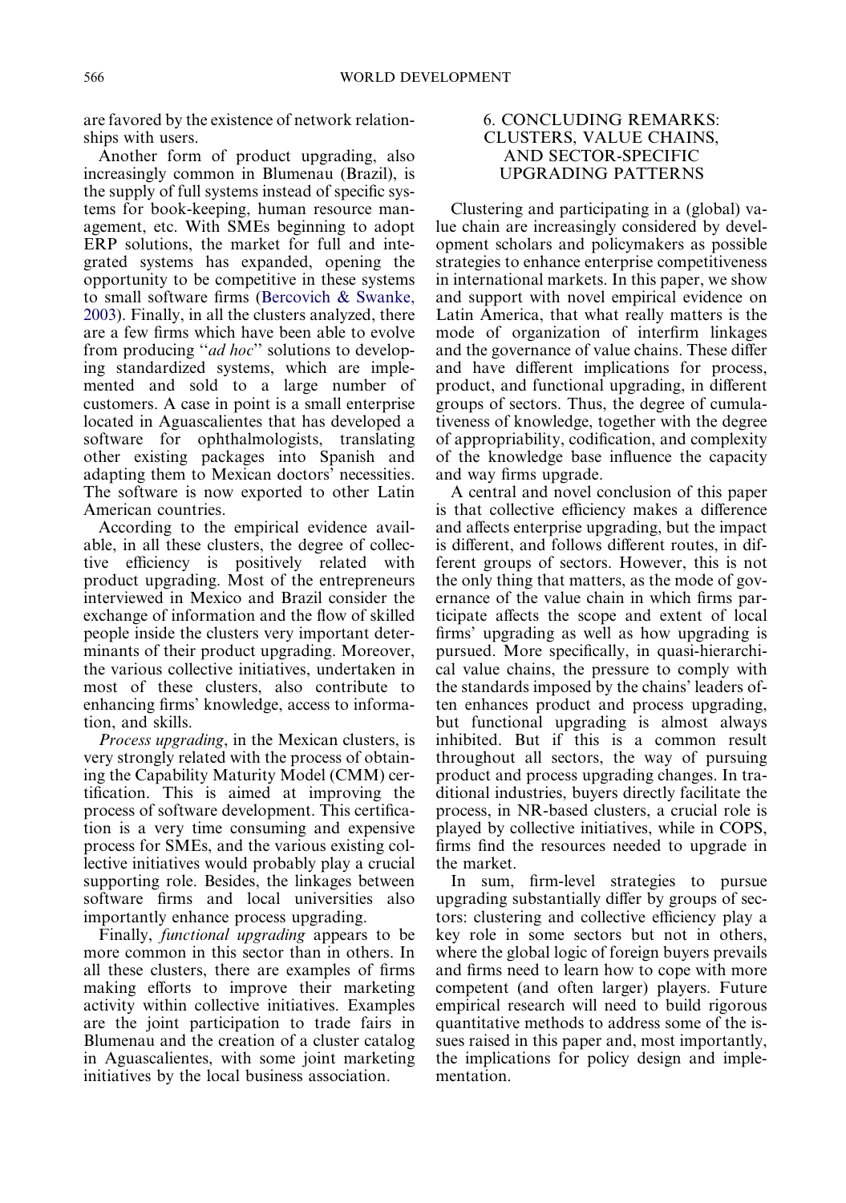are favored by the existence of network relationships with users.

Another form of product upgrading, also increasingly common in Blumenau (Brazil), is the supply of full systems instead of specific systems for book-keeping, human resource management, etc. With SMEs beginning to adopt ERP solutions, the market for full and integrated systems has expanded, opening the opportunity to be competitive in these systems to small software firms (Bercovich & Swanke, 2003). Finally, in all the clusters analyzed, there are a few firms which have been able to evolve from producing "*ad hoc*" solutions to developing standardized systems, which are implemented and sold to a large number of customers. A case in point is a small enterprise located in Aguascalientes that has developed a software for ophthalmologists, translating other existing packages into Spanish and adapting them to Mexican doctors' necessities. The software is now exported to other Latin American countries.

According to the empirical evidence available, in all these clusters, the degree of collective efficiency is positively related with product upgrading. Most of the entrepreneurs interviewed in Mexico and Brazil consider the exchange of information and the flow of skilled people inside the clusters very important determinants of their product upgrading. Moreover, the various collective initiatives, undertaken in most of these clusters, also contribute to enhancing firms' knowledge, access to information, and skills.

*Process upgrading*, in the Mexican clusters, is very strongly related with the process of obtaining the Capability Maturity Model (CMM) certification. This is aimed at improving the process of software development. This certification is a very time consuming and expensive process for SMEs, and the various existing collective initiatives would probably play a crucial supporting role. Besides, the linkages between software firms and local universities also importantly enhance process upgrading.

Finally, *functional upgrading* appears to be more common in this sector than in others. In all these clusters, there are examples of firms making efforts to improve their marketing activity within collective initiatives. Examples are the joint participation to trade fairs in Blumenau and the creation of a cluster catalog in Aguascalientes, with some joint marketing initiatives by the local business association.

## 6. CONCLUDING REMARKS: CLUSTERS, VALUE CHAINS, AND SECTOR-SPECIFIC UPGRADING PATTERNS

Clustering and participating in a (global) value chain are increasingly considered by development scholars and policymakers as possible strategies to enhance enterprise competitiveness in international markets. In this paper, we show and support with novel empirical evidence on Latin America, that what really matters is the mode of organization of interfirm linkages and the governance of value chains. These differ and have different implications for process, product, and functional upgrading, in different groups of sectors. Thus, the degree of cumulativeness of knowledge, together with the degree of appropriability, codification, and complexity of the knowledge base influence the capacity and way firms upgrade.

A central and novel conclusion of this paper is that collective efficiency makes a difference and affects enterprise upgrading, but the impact is different, and follows different routes, in different groups of sectors. However, this is not the only thing that matters, as the mode of governance of the value chain in which firms participate affects the scope and extent of local firms' upgrading as well as how upgrading is pursued. More specifically, in quasi-hierarchical value chains, the pressure to comply with the standards imposed by the chains' leaders often enhances product and process upgrading, but functional upgrading is almost always inhibited. But if this is a common result throughout all sectors, the way of pursuing product and process upgrading changes. In traditional industries, buyers directly facilitate the process, in NR-based clusters, a crucial role is played by collective initiatives, while in COPS, firms find the resources needed to upgrade in the market.

In sum, firm-level strategies to pursue upgrading substantially differ by groups of sectors: clustering and collective efficiency play a key role in some sectors but not in others, where the global logic of foreign buyers prevails and firms need to learn how to cope with more competent (and often larger) players. Future empirical research will need to build rigorous quantitative methods to address some of the issues raised in this paper and, most importantly, the implications for policy design and implementation.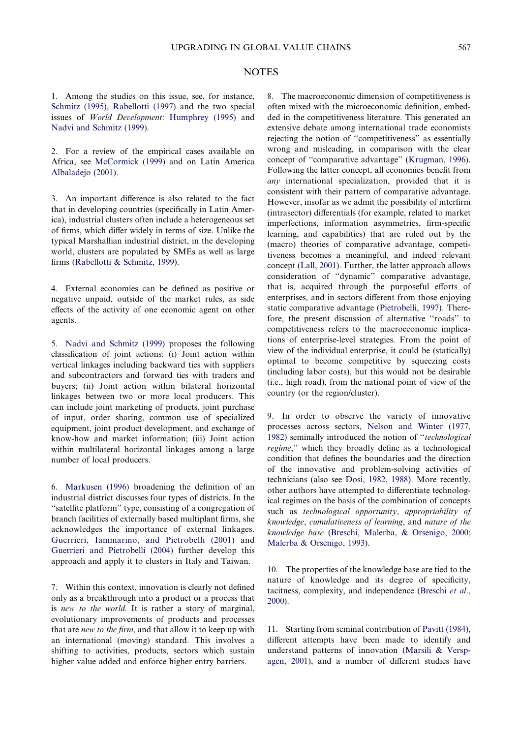## NOTES

1. Among the studies on this issue, see, for instance, Schmitz (1995), Rabellotti (1997) and the two special issues of *World Development*: Humphrey (1995) and Nadvi and Schmitz (1999).

2. For a review of the empirical cases available on Africa, see McCormick (1999) and on Latin America Albaladejo (2001).

3. An important difference is also related to the fact that in developing countries (specifically in Latin America), industrial clusters often include a heterogeneous set of firms, which differ widely in terms of size. Unlike the typical Marshallian industrial district, in the developing world, clusters are populated by SMEs as well as large firms (Rabellotti & Schmitz, 1999).

4. External economies can be defined as positive or negative unpaid, outside of the market rules, as side effects of the activity of one economic agent on other agents.

5. Nadvi and Schmitz (1999) proposes the following classification of joint actions: (i) Joint action within vertical linkages including backward ties with suppliers and subcontractors and forward ties with traders and buyers; (ii) Joint action within bilateral horizontal linkages between two or more local producers. This can include joint marketing of products, joint purchase of input, order sharing, common use of specialized equipment, joint product development, and exchange of know-how and market information; (iii) Joint action within multilateral horizontal linkages among a large number of local producers.

6. Markusen (1996) broadening the definition of an industrial district discusses four types of districts. In the ''satellite platform'' type, consisting of a congregation of branch facilities of externally based multiplant firms, she acknowledges the importance of external linkages. Guerrieri, Iammarino, and Pietrobelli (2001) and Guerrieri and Pietrobelli (2004) further develop this approach and apply it to clusters in Italy and Taiwan.

7. Within this context, innovation is clearly not defined only as a breakthrough into a product or a process that is *new to the world*. It is rather a story of marginal, evolutionary improvements of products and processes that are *new to the firm*, and that allow it to keep up with an international (moving) standard. This involves a shifting to activities, products, sectors which sustain higher value added and enforce higher entry barriers.

8. The macroeconomic dimension of competitiveness is often mixed with the microeconomic definition, embedded in the competitiveness literature. This generated an extensive debate among international trade economists rejecting the notion of ''competitiveness'' as essentially wrong and misleading, in comparison with the clear concept of ''comparative advantage'' (Krugman, 1996). Following the latter concept, all economies benefit from *any* international specialization, provided that it is consistent with their pattern of comparative advantage. However, insofar as we admit the possibility of interfirm (intrasector) differentials (for example, related to market imperfections, information asymmetries, firm-specific learning, and capabilities) that are ruled out by the (macro) theories of comparative advantage, competitiveness becomes a meaningful, and indeed relevant concept (Lall, 2001). Further, the latter approach allows consideration of ''dynamic'' comparative advantage, that is, acquired through the purposeful efforts of enterprises, and in sectors different from those enjoying static comparative advantage (Pietrobelli, 1997). Therefore, the present discussion of alternative ''roads'' to competitiveness refers to the macroeconomic implications of enterprise-level strategies. From the point of view of the individual enterprise, it could be (statically) optimal to become competitive by squeezing costs (including labor costs), but this would not be desirable (i.e., high road), from the national point of view of the country (or the region/cluster).

9. In order to observe the variety of innovative processes across sectors, Nelson and Winter (1977, 1982) seminally introduced the notion of ''*technological regime*,'' which they broadly define as a technological condition that defines the boundaries and the direction of the innovative and problem-solving activities of technicians (also see Dosi, 1982, 1988). More recently, other authors have attempted to differentiate technological regimes on the basis of the combination of concepts such as *technological opportunity*, *appropriability of knowledge*, *cumulativeness of learning*, and *nature of the knowledge base* (Breschi, Malerba, & Orsenigo, 2000; Malerba & Orsenigo, 1993).

10. The properties of the knowledge base are tied to the nature of knowledge and its degree of specificity, tacitness, complexity, and independence (Breschi *et al.*, 2000).

11. Starting from seminal contribution of Pavitt (1984), different attempts have been made to identify and understand patterns of innovation (Marsili & Verspagen, 2001), and a number of different studies have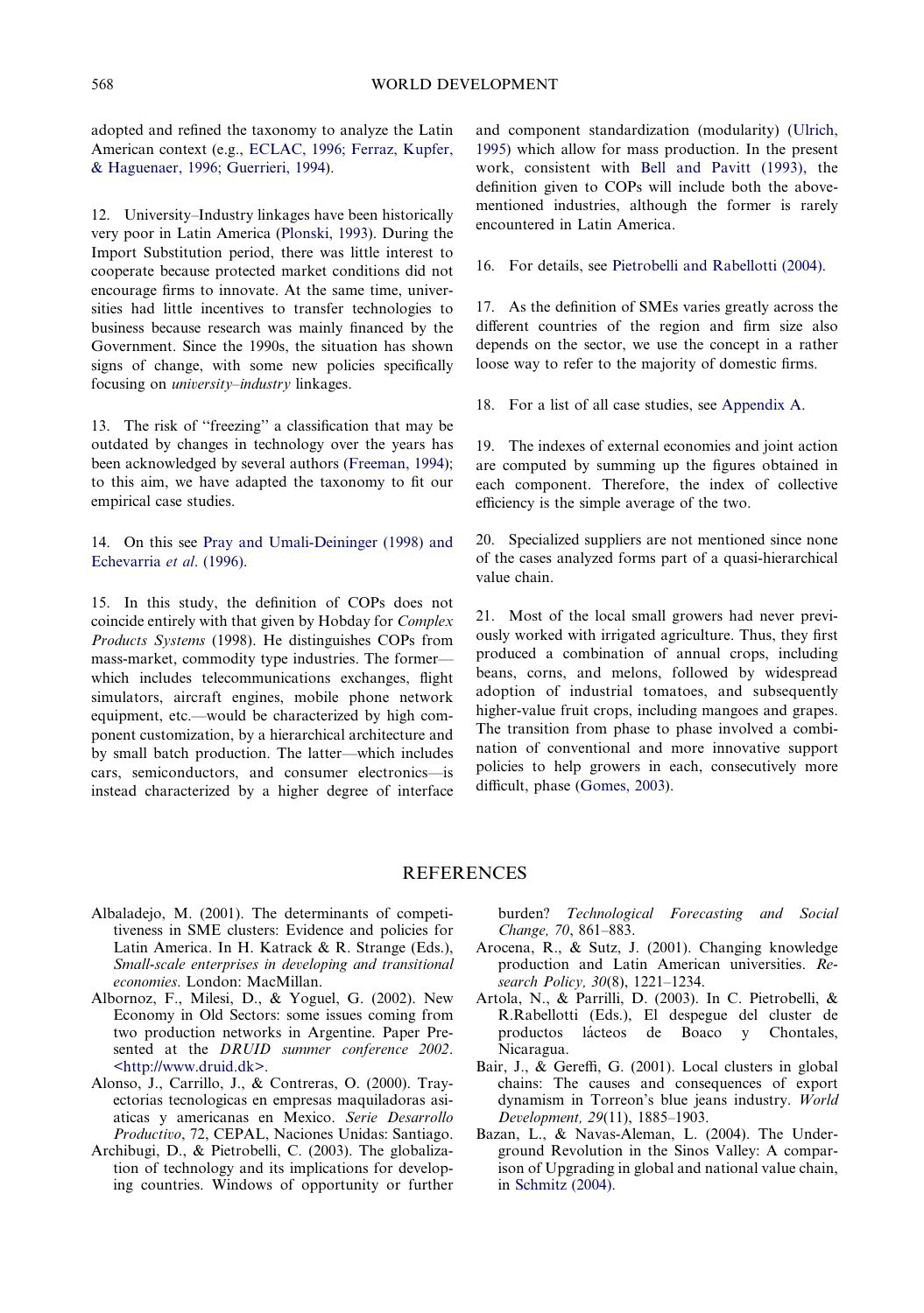adopted and refined the taxonomy to analyze the Latin American context (e.g., ECLAC, 1996; Ferraz, Kupfer, & Haguenaer, 1996; Guerrieri, 1994).

12. University–Industry linkages have been historically very poor in Latin America (Plonski, 1993). During the Import Substitution period, there was little interest to cooperate because protected market conditions did not encourage firms to innovate. At the same time, universities had little incentives to transfer technologies to business because research was mainly financed by the Government. Since the 1990s, the situation has shown signs of change, with some new policies specifically focusing on *university–industry* linkages.

13. The risk of ''freezing'' a classification that may be outdated by changes in technology over the years has been acknowledged by several authors (Freeman, 1994); to this aim, we have adapted the taxonomy to fit our empirical case studies.

14. On this see Pray and Umali-Deininger (1998) and Echevarria *et al*. (1996).

15. In this study, the definition of COPs does not coincide entirely with that given by Hobday for *Complex Products Systems* (1998). He distinguishes COPs from mass-market, commodity type industries. The former—which includes telecommunications exchanges, flight simulators, aircraft engines, mobile phone network equipment, etc.—would be characterized by high component customization, by a hierarchical architecture and by small batch production. The latter—which includes cars, semiconductors, and consumer electronics—is instead characterized by a higher degree of interface and component standardization (modularity) (Ulrich, 1995) which allow for mass production. In the present work, consistent with Bell and Pavitt (1993), the definition given to COPs will include both the above-mentioned industries, although the former is rarely encountered in Latin America.

16. For details, see Pietrobelli and Rabellotti (2004).

17. As the definition of SMEs varies greatly across the different countries of the region and firm size also depends on the sector, we use the concept in a rather loose way to refer to the majority of domestic firms.

18. For a list of all case studies, see Appendix A.

19. The indexes of external economies and joint action are computed by summing up the figures obtained in each component. Therefore, the index of collective efficiency is the simple average of the two.

20. Specialized suppliers are not mentioned since none of the cases analyzed forms part of a quasi-hierarchical value chain.

21. Most of the local small growers had never previously worked with irrigated agriculture. Thus, they first produced a combination of annual crops, including beans, corns, and melons, followed by widespread adoption of industrial tomatoes, and subsequently higher-value fruit crops, including mangoes and grapes. The transition from phase to phase involved a combination of conventional and more innovative support policies to help growers in each, consecutively more difficult, phase (Gomes, 2003).

## REFERENCES

Albaladejo, M. (2001). The determinants of competitiveness in SME clusters: Evidence and policies for Latin America. In H. Katrack & R. Strange (Eds.), *Small-scale enterprises in developing and transitional economies*. London: MacMillan.

Albornoz, F., Milesi, D., & Yoguel, G. (2002). New Economy in Old Sectors: some issues coming from two production networks in Argentine. Paper Presented at the *DRUID summer conference 2002*. <http://www.druid.dk>.

Alonso, J., Carrillo, J., & Contreras, O. (2000). Trayectorias tecnologicas en empresas maquiladoras asiaticas y americanas en Mexico. *Serie Desarrollo Productivo*, 72, CEPAL, Naciones Unidas: Santiago.

Archibugi, D., & Pietrobelli, C. (2003). The globalization of technology and its implications for developing countries. Windows of opportunity or further burden? *Technological Forecasting and Social Change, 70*, 861–883.

Arocena, R., & Sutz, J. (2001). Changing knowledge production and Latin American universities. *Research Policy, 30*(8), 1221–1234.

Artola, N., & Parrilli, D. (2003). In C. Pietrobelli, & R.Rabellotti (Eds.), El despegue del cluster de productos lácteos de Boaco y Chontales, Nicaragua.

Bair, J., & Gereffi, G. (2001). Local clusters in global chains: The causes and consequences of export dynamism in Torreon's blue jeans industry. *World Development, 29*(11), 1885–1903.

Bazan, L., & Navas-Aleman, L. (2004). The Underground Revolution in the Sinos Valley: A comparison of Upgrading in global and national value chain, in Schmitz (2004).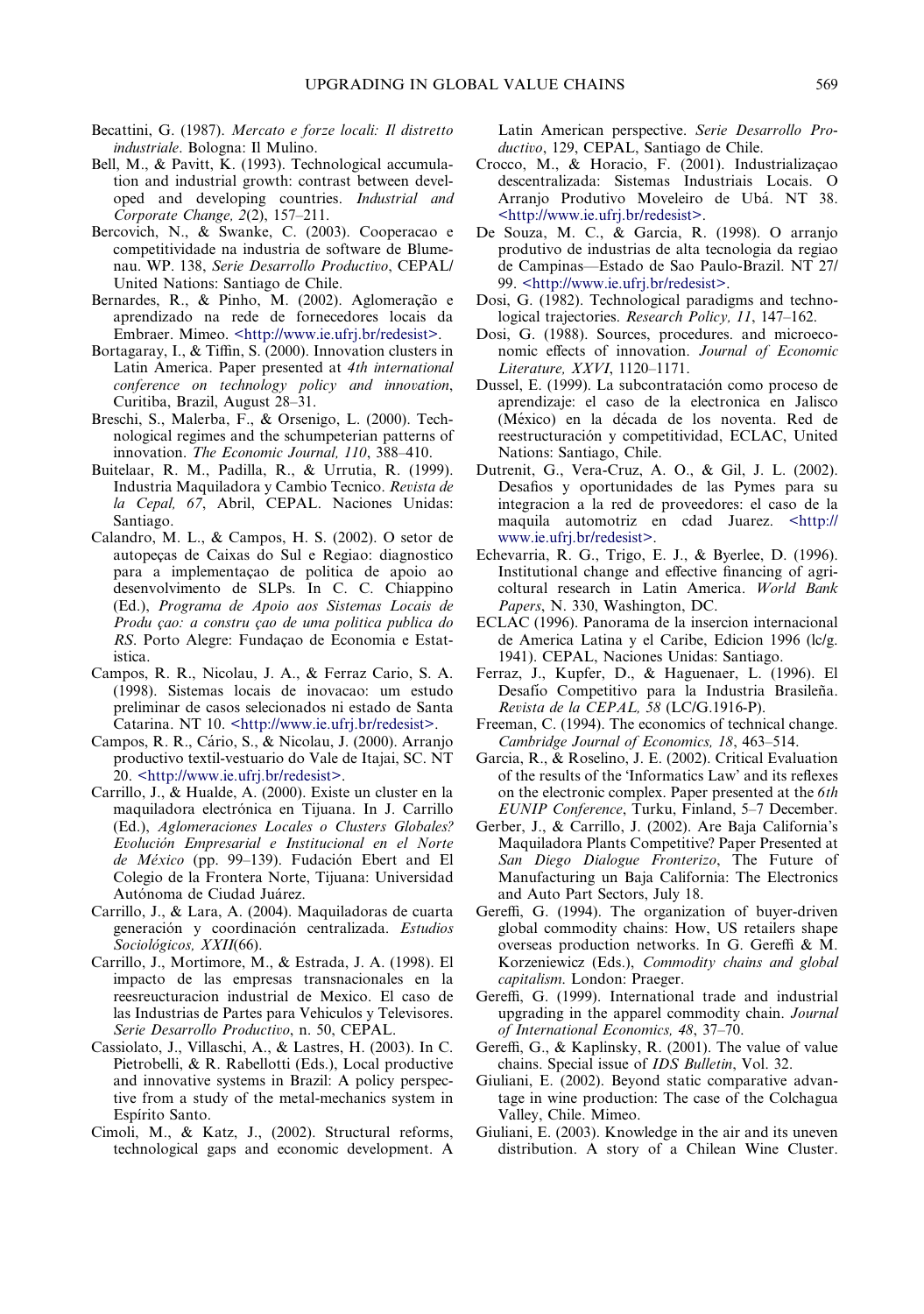Becattini, G. (1987). *Mercato e forze locali: Il distretto industriale*. Bologna: Il Mulino.

Bell, M., & Pavitt, K. (1993). Technological accumulation and industrial growth: contrast between developed and developing countries. *Industrial and Corporate Change, 2*(2), 157–211.

Bercovich, N., & Swanke, C. (2003). Cooperacao e competitividade na industria de software de Blumenau. WP. 138, *Serie Desarrollo Productivo*, CEPAL/United Nations: Santiago de Chile.

Bernardes, R., & Pinho, M. (2002). Aglomeração e aprendizado na rede de fornecedores locais da Embraer. Mimeo. <http://www.ie.ufrj.br/redesist>.

Bortagaray, I., & Tiffin, S. (2000). Innovation clusters in Latin America. Paper presented at *4th international conference on technology policy and innovation*, Curitiba, Brazil, August 28–31.

Breschi, S., Malerba, F., & Orsenigo, L. (2000). Technological regimes and the schumpeterian patterns of innovation. *The Economic Journal, 110*, 388–410.

Buitelaar, R. M., Padilla, R., & Urrutia, R. (1999). Industria Maquiladora y Cambio Tecnico. *Revista de la Cepal, 67*, Abril, CEPAL. Naciones Unidas: Santiago.

Calandro, M. L., & Campos, H. S. (2002). O setor de autopeças de Caixas do Sul e Regiao: diagnostico para a implementaçao de politica de apoio ao desenvolvimento de SLPs. In C. C. Chiappino (Ed.), *Programa de Apoio aos Sistemas Locais de Produ çao: a constru çao de uma politica publica do RS*. Porto Alegre: Fundaçao de Economia e Estatistica.

Campos, R. R., Nicolau, J. A., & Ferraz Cario, S. A. (1998). Sistemas locais de inovacao: um estudo preliminar de casos selecionados ni estado de Santa Catarina. NT 10. <http://www.ie.ufrj.br/redesist>.

Campos, R. R., Cário, S., & Nicolau, J. (2000). Arranjo productivo textil-vestuario do Vale de Itajai, SC. NT 20. <http://www.ie.ufrj.br/redesist>.

Carrillo, J., & Hualde, A. (2000). Existe un cluster en la maquiladora electrónica en Tijuana. In J. Carrillo (Ed.), *Aglomeraciones Locales o Clusters Globales? Evolución Empresarial e Institucional en el Norte de México* (pp. 99–139). Fudación Ebert and El Colegio de la Frontera Norte, Tijuana: Universidad Autónoma de Ciudad Juárez.

Carrillo, J., & Lara, A. (2004). Maquiladoras de cuarta generación y coordinación centralizada. *Estudios Sociológicos, XXII*(66).

Carrillo, J., Mortimore, M., & Estrada, J. A. (1998). El impacto de las empresas transnacionales en la reesreucturacion industrial de Mexico. El caso de las Industrias de Partes para Vehiculos y Televisores. *Serie Desarrollo Productivo*, n. 50, CEPAL.

Cassiolato, J., Villaschi, A., & Lastres, H. (2003). In C. Pietrobelli, & R. Rabellotti (Eds.), Local productive and innovative systems in Brazil: A policy perspective from a study of the metal-mechanics system in Espírito Santo.

Cimoli, M., & Katz, J., (2002). Structural reforms, technological gaps and economic development. A Latin American perspective. *Serie Desarrollo Productivo*, 129, CEPAL, Santiago de Chile.

Crocco, M., & Horacio, F. (2001). Industrializaçao descentralizada: Sistemas Industriais Locais. O Arranjo Produtivo Moveleiro de Ubá. NT 38. <http://www.ie.ufrj.br/redesist>.

De Souza, M. C., & Garcia, R. (1998). O arranjo produtivo de industrias de alta tecnologia da regiao de Campinas—Estado de Sao Paulo-Brazil. NT 27/99. <http://www.ie.ufrj.br/redesist>.

Dosi, G. (1982). Technological paradigms and technological trajectories. *Research Policy, 11*, 147–162.

Dosi, G. (1988). Sources, procedures. and microeconomic effects of innovation. *Journal of Economic Literature, XXVI*, 1120–1171.

Dussel, E. (1999). La subcontratación como proceso de aprendizaje: el caso de la electronica en Jalisco (México) en la década de los noventa. Red de reestructuración y competitividad, ECLAC, United Nations: Santiago, Chile.

Dutrenit, G., Vera-Cruz, A. O., & Gil, J. L. (2002). Desafios y oportunidades de las Pymes para su integracion a la red de proveedores: el caso de la maquila automotriz en cdad Juarez. <http://www.ie.ufrj.br/redesist>.

Echevarria, R. G., Trigo, E. J., & Byerlee, D. (1996). Institutional change and effective financing of agricoltural research in Latin America. *World Bank Papers*, N. 330, Washington, DC.

ECLAC (1996). Panorama de la insercion internacional de America Latina y el Caribe, Edicion 1996 (lc/g. 1941). CEPAL, Naciones Unidas: Santiago.

Ferraz, J., Kupfer, D., & Haguenaer, L. (1996). El Desafío Competitivo para la Industria Brasileña. *Revista de la CEPAL, 58* (LC/G.1916-P).

Freeman, C. (1994). The economics of technical change. *Cambridge Journal of Economics, 18*, 463–514.

Garcia, R., & Roselino, J. E. (2002). Critical Evaluation of the results of the 'Informatics Law' and its reflexes on the electronic complex. Paper presented at the *6th EUNIP Conference*, Turku, Finland, 5–7 December.

Gerber, J., & Carrillo, J. (2002). Are Baja California's Maquiladora Plants Competitive? Paper Presented at *San Diego Dialogue Fronterizo*, The Future of Manufacturing un Baja California: The Electronics and Auto Part Sectors, July 18.

Gereffi, G. (1994). The organization of buyer-driven global commodity chains: How, US retailers shape overseas production networks. In G. Gereffi & M. Korzeniewicz (Eds.), *Commodity chains and global capitalism*. London: Praeger.

Gereffi, G. (1999). International trade and industrial upgrading in the apparel commodity chain. *Journal of International Economics, 48*, 37–70.

Gereffi, G., & Kaplinsky, R. (2001). The value of value chains. Special issue of *IDS Bulletin*, Vol. 32.

Giuliani, E. (2002). Beyond static comparative advantage in wine production: The case of the Colchagua Valley, Chile. Mimeo.

Giuliani, E. (2003). Knowledge in the air and its uneven distribution. A story of a Chilean Wine Cluster.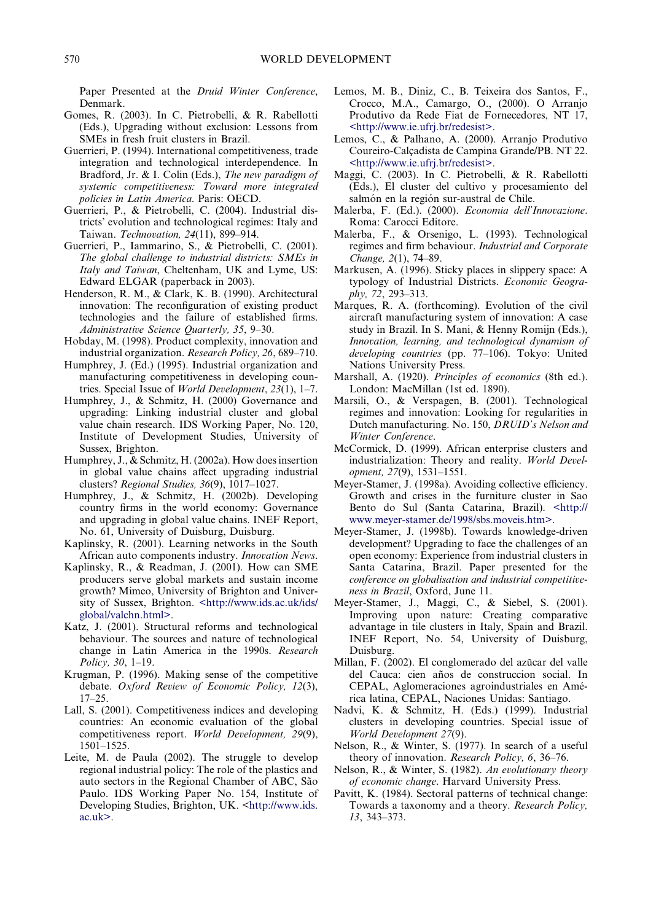Paper Presented at the *Druid Winter Conference*, Denmark.

Gomes, R. (2003). In C. Pietrobelli, & R. Rabellotti (Eds.), Upgrading without exclusion: Lessons from SMEs in fresh fruit clusters in Brazil.

Guerrieri, P. (1994). International competitiveness, trade integration and technological interdependence. In Bradford, Jr. & I. Colin (Eds.), *The new paradigm of systemic competitiveness: Toward more integrated policies in Latin America*. Paris: OECD.

Guerrieri, P., & Pietrobelli, C. (2004). Industrial districts' evolution and technological regimes: Italy and Taiwan. *Technovation, 24*(11), 899–914.

Guerrieri, P., Iammarino, S., & Pietrobelli, C. (2001). *The global challenge to industrial districts: SMEs in Italy and Taiwan*, Cheltenham, UK and Lyme, US: Edward ELGAR (paperback in 2003).

Henderson, R. M., & Clark, K. B. (1990). Architectural innovation: The reconfiguration of existing product technologies and the failure of established firms. *Administrative Science Quarterly, 35*, 9–30.

Hobday, M. (1998). Product complexity, innovation and industrial organization. *Research Policy, 26*, 689–710.

Humphrey, J. (Ed.) (1995). Industrial organization and manufacturing competitiveness in developing countries. Special Issue of *World Development*, *23*(1), 1–7.

Humphrey, J., & Schmitz, H. (2000) Governance and upgrading: Linking industrial cluster and global value chain research. IDS Working Paper, No. 120, Institute of Development Studies, University of Sussex, Brighton.

Humphrey, J., & Schmitz, H. (2002a). How does insertion in global value chains affect upgrading industrial clusters? *Regional Studies, 36*(9), 1017–1027.

Humphrey, J., & Schmitz, H. (2002b). Developing country firms in the world economy: Governance and upgrading in global value chains. INEF Report, No. 61, University of Duisburg, Duisburg.

Kaplinsky, R. (2001). Learning networks in the South African auto components industry. *Innovation News*.

Kaplinsky, R., & Readman, J. (2001). How can SME producers serve global markets and sustain income growth? Mimeo, University of Brighton and University of Sussex, Brighton. <http://www.ids.ac.uk/ids/global/valchn.html>.

Katz, J. (2001). Structural reforms and technological behaviour. The sources and nature of technological change in Latin America in the 1990s. *Research Policy, 30*, 1–19.

Krugman, P. (1996). Making sense of the competitive debate. *Oxford Review of Economic Policy, 12*(3), 17–25.

Lall, S. (2001). Competitiveness indices and developing countries: An economic evaluation of the global competitiveness report. *World Development, 29*(9), 1501–1525.

Leite, M. de Paula (2002). The struggle to develop regional industrial policy: The role of the plastics and auto sectors in the Regional Chamber of ABC, São Paulo. IDS Working Paper No. 154, Institute of Developing Studies, Brighton, UK. <http://www.ids.ac.uk>.

Lemos, M. B., Diniz, C., B. Teixeira dos Santos, F., Crocco, M.A., Camargo, O., (2000). O Arranjo Produtivo da Rede Fiat de Fornecedores, NT 17, <http://www.ie.ufrj.br/redesist>.

Lemos, C., & Palhano, A. (2000). Arranjo Produtivo Coureiro-Calçadista de Campina Grande/PB. NT 22. <http://www.ie.ufrj.br/redesist>.

Maggi, C. (2003). In C. Pietrobelli, & R. Rabellotti (Eds.), El cluster del cultivo y procesamiento del salmón en la región sur-austral de Chile.

Malerba, F. (Ed.). (2000). *Economia dell'Innovazione*. Roma: Carocci Editore.

Malerba, F., & Orsenigo, L. (1993). Technological regimes and firm behaviour. *Industrial and Corporate Change, 2*(1), 74–89.

Markusen, A. (1996). Sticky places in slippery space: A typology of Industrial Districts. *Economic Geography, 72*, 293–313.

Marques, R. A. (forthcoming). Evolution of the civil aircraft manufacturing system of innovation: A case study in Brazil. In S. Mani, & Henny Romijn (Eds.), *Innovation, learning, and technological dynamism of developing countries* (pp. 77–106). Tokyo: United Nations University Press.

Marshall, A. (1920). *Principles of economics* (8th ed.). London: MacMillan (1st ed. 1890).

Marsili, O., & Verspagen, B. (2001). Technological regimes and innovation: Looking for regularities in Dutch manufacturing. No. 150, *DRUID's Nelson and Winter Conference*.

McCormick, D. (1999). African enterprise clusters and industrialization: Theory and reality. *World Development, 27*(9), 1531–1551.

Meyer-Stamer, J. (1998a). Avoiding collective efficiency. Growth and crises in the furniture cluster in Sao Bento do Sul (Santa Catarina, Brazil). <http://www.meyer-stamer.de/1998/sbs.moveis.htm>.

Meyer-Stamer, J. (1998b). Towards knowledge-driven development? Upgrading to face the challenges of an open economy: Experience from industrial clusters in Santa Catarina, Brazil. Paper presented for the *conference on globalisation and industrial competitiveness in Brazil*, Oxford, June 11.

Meyer-Stamer, J., Maggi, C., & Siebel, S. (2001). Improving upon nature: Creating comparative advantage in tile clusters in Italy, Spain and Brazil. INEF Report, No. 54, University of Duisburg, Duisburg.

Millan, F. (2002). El conglomerado del azũcar del valle del Cauca: cien años de construccion social. In CEPAL, Aglomeraciones agroindustriales en América latina, CEPAL, Naciones Unidas: Santiago.

Nadvi, K. & Schmitz, H. (Eds.) (1999). Industrial clusters in developing countries. Special issue of *World Development 27*(9).

Nelson, R., & Winter, S. (1977). In search of a useful theory of innovation. *Research Policy, 6*, 36–76.

Nelson, R., & Winter, S. (1982). *An evolutionary theory of economic change*. Harvard University Press.

Pavitt, K. (1984). Sectoral patterns of technical change: Towards a taxonomy and a theory. *Research Policy, 13*, 343–373.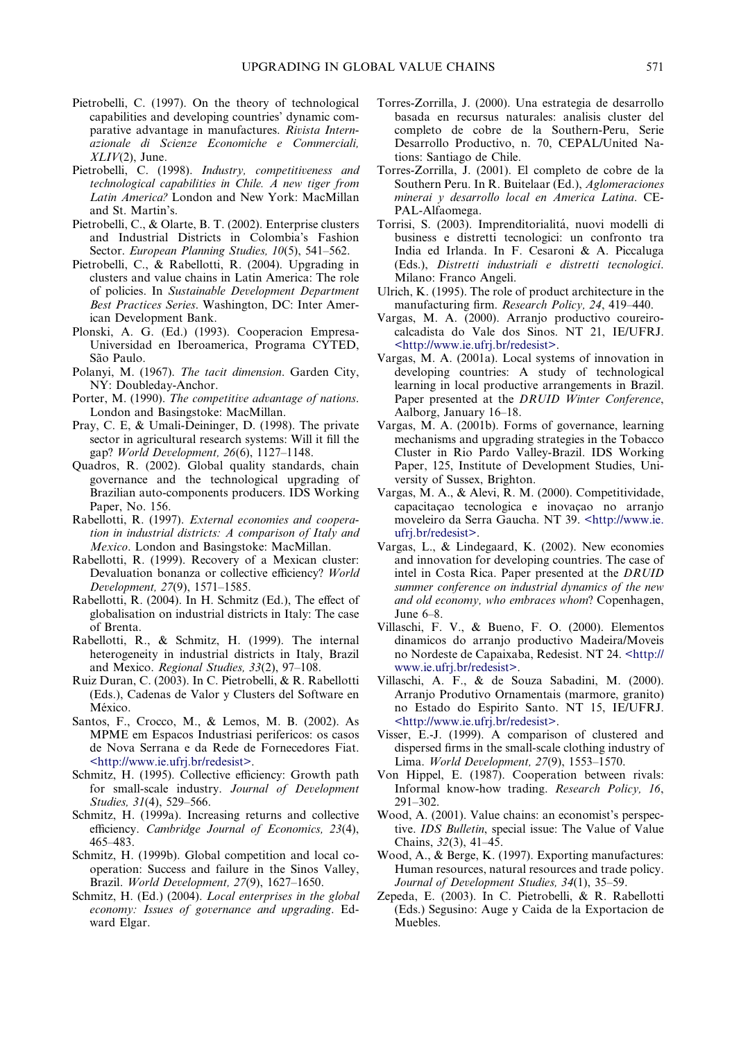Pietrobelli, C. (1997). On the theory of technological capabilities and developing countries' dynamic comparative advantage in manufactures. *Rivista Internazionale di Scienze Economiche e Commerciali, XLIV*(2), June.

Pietrobelli, C. (1998). *Industry, competitiveness and technological capabilities in Chile. A new tiger from Latin America?* London and New York: MacMillan and St. Martin's.

Pietrobelli, C., & Olarte, B. T. (2002). Enterprise clusters and Industrial Districts in Colombia's Fashion Sector. *European Planning Studies, 10*(5), 541–562.

Pietrobelli, C., & Rabellotti, R. (2004). Upgrading in clusters and value chains in Latin America: The role of policies. In *Sustainable Development Department Best Practices Series*. Washington, DC: Inter American Development Bank.

Plonski, A. G. (Ed.) (1993). Cooperacion Empresa-Universidad en Iberoamerica, Programa CYTED, São Paulo.

Polanyi, M. (1967). *The tacit dimension*. Garden City, NY: Doubleday-Anchor.

Porter, M. (1990). *The competitive advantage of nations*. London and Basingstoke: MacMillan.

Pray, C. E, & Umali-Deininger, D. (1998). The private sector in agricultural research systems: Will it fill the gap? *World Development, 26*(6), 1127–1148.

Quadros, R. (2002). Global quality standards, chain governance and the technological upgrading of Brazilian auto-components producers. IDS Working Paper, No. 156.

Rabellotti, R. (1997). *External economies and cooperation in industrial districts: A comparison of Italy and Mexico*. London and Basingstoke: MacMillan.

Rabellotti, R. (1999). Recovery of a Mexican cluster: Devaluation bonanza or collective efficiency? *World Development, 27*(9), 1571–1585.

Rabellotti, R. (2004). In H. Schmitz (Ed.), The effect of globalisation on industrial districts in Italy: The case of Brenta.

Rabellotti, R., & Schmitz, H. (1999). The internal heterogeneity in industrial districts in Italy, Brazil and Mexico. *Regional Studies, 33*(2), 97–108.

Ruiz Duran, C. (2003). In C. Pietrobelli, & R. Rabellotti (Eds.), Cadenas de Valor y Clusters del Software en México.

Santos, F., Crocco, M., & Lemos, M. B. (2002). As MPME em Espacos Industriasi perifericos: os casos de Nova Serrana e da Rede de Fornecedores Fiat. <http://www.ie.ufrj.br/redesist>.

Schmitz, H. (1995). Collective efficiency: Growth path for small-scale industry. *Journal of Development Studies, 31*(4), 529–566.

Schmitz, H. (1999a). Increasing returns and collective efficiency. *Cambridge Journal of Economics, 23*(4), 465–483.

Schmitz, H. (1999b). Global competition and local cooperation: Success and failure in the Sinos Valley, Brazil. *World Development, 27*(9), 1627–1650.

Schmitz, H. (Ed.) (2004). *Local enterprises in the global economy: Issues of governance and upgrading*. Edward Elgar.

Torres-Zorrilla, J. (2000). Una estrategia de desarrollo basada en recursus naturales: analisis cluster del completo de cobre de la Southern-Peru, Serie Desarrollo Productivo, n. 70, CEPAL/United Nations: Santiago de Chile.

Torres-Zorrilla, J. (2001). El completo de cobre de la Southern Peru. In R. Buitelaar (Ed.), *Aglomeraciones minerai y desarrollo local en America Latina*. CEPAL-Alfaomega.

Torrisi, S. (2003). Imprenditorialitá, nuovi modelli di business e distretti tecnologici: un confronto tra India ed Irlanda. In F. Cesaroni & A. Piccaluga (Eds.), *Distretti industriali e distretti tecnologici*. Milano: Franco Angeli.

Ulrich, K. (1995). The role of product architecture in the manufacturing firm. *Research Policy, 24*, 419–440.

Vargas, M. A. (2000). Arranjo productivo coureiro-calcadista do Vale dos Sinos. NT 21, IE/UFRJ. <http://www.ie.ufrj.br/redesist>.

Vargas, M. A. (2001a). Local systems of innovation in developing countries: A study of technological learning in local productive arrangements in Brazil. Paper presented at the *DRUID Winter Conference*, Aalborg, January 16–18.

Vargas, M. A. (2001b). Forms of governance, learning mechanisms and upgrading strategies in the Tobacco Cluster in Rio Pardo Valley-Brazil. IDS Working Paper, 125, Institute of Development Studies, University of Sussex, Brighton.

Vargas, M. A., & Alevi, R. M. (2000). Competitividade, capacitaçao tecnologica e inovaçao no arranjo moveleiro da Serra Gaucha. NT 39. <http://www.ie.ufrj.br/redesist>.

Vargas, L., & Lindegaard, K. (2002). New economies and innovation for developing countries. The case of intel in Costa Rica. Paper presented at the *DRUID summer conference on industrial dynamics of the new and old economy, who embraces whom*? Copenhagen, June 6–8.

Villaschi, F. V., & Bueno, F. O. (2000). Elementos dinamicos do arranjo productivo Madeira/Moveis no Nordeste de Capaixaba, Redesist. NT 24. <http://www.ie.ufrj.br/redesist>.

Villaschi, A. F., & de Souza Sabadini, M. (2000). Arranjo Produtivo Ornamentais (marmore, granito) no Estado do Espirito Santo. NT 15, IE/UFRJ. <http://www.ie.ufrj.br/redesist>.

Visser, E.-J. (1999). A comparison of clustered and dispersed firms in the small-scale clothing industry of Lima. *World Development, 27*(9), 1553–1570.

Von Hippel, E. (1987). Cooperation between rivals: Informal know-how trading. *Research Policy, 16*, 291–302.

Wood, A. (2001). Value chains: an economist's perspective. *IDS Bulletin*, special issue: The Value of Value Chains, *32*(3), 41–45.

Wood, A., & Berge, K. (1997). Exporting manufactures: Human resources, natural resources and trade policy. *Journal of Development Studies, 34*(1), 35–59.

Zepeda, E. (2003). In C. Pietrobelli, & R. Rabellotti (Eds.) Segusino: Auge y Caida de la Exportacion de Muebles.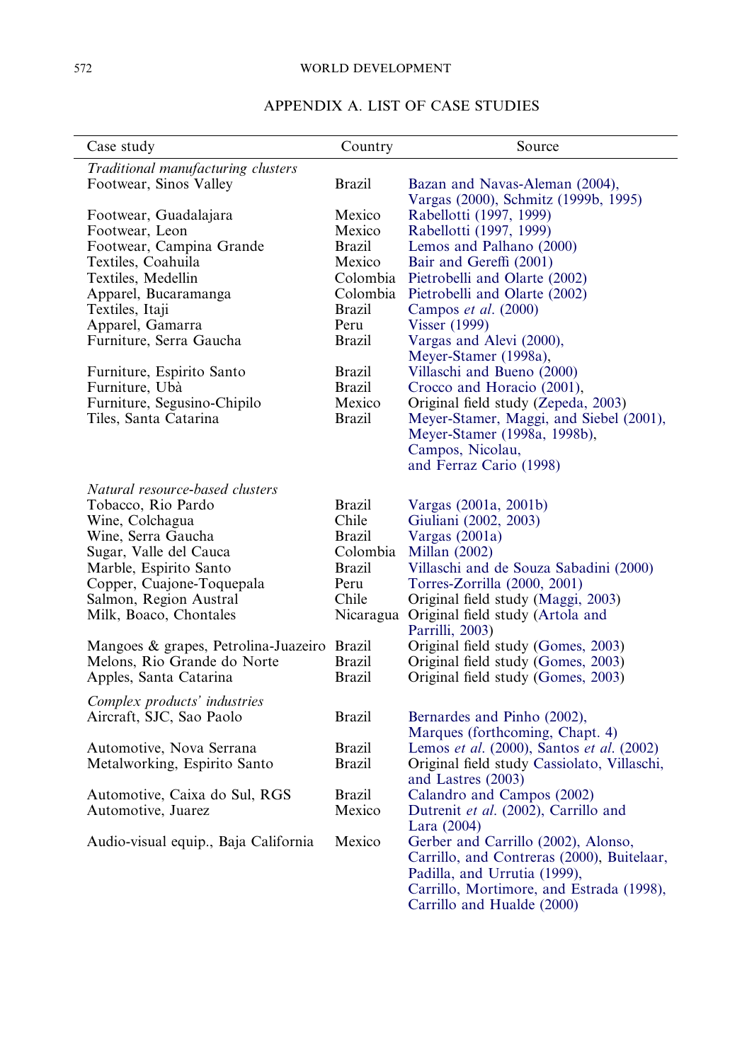## APPENDIX A. LIST OF CASE STUDIES

| Case study | Country | Source |
|---|---|---|
| *Traditional manufacturing clusters* | | |
| Footwear, Sinos Valley | Brazil | Bazan and Navas-Aleman (2004), Vargas (2000), Schmitz (1999b, 1995) |
| Footwear, Guadalajara | Mexico | Rabellotti (1997, 1999) |
| Footwear, Leon | Mexico | Rabellotti (1997, 1999) |
| Footwear, Campina Grande | Brazil | Lemos and Palhano (2000) |
| Textiles, Coahuila | Mexico | Bair and Gereffi (2001) |
| Textiles, Medellin | Colombia | Pietrobelli and Olarte (2002) |
| Apparel, Bucaramanga | Colombia | Pietrobelli and Olarte (2002) |
| Textiles, Itaji | Brazil | Campos *et al*. (2000) |
| Apparel, Gamarra | Peru | Visser (1999) |
| Furniture, Serra Gaucha | Brazil | Vargas and Alevi (2000), Meyer-Stamer (1998a), |
| Furniture, Espirito Santo | Brazil | Villaschi and Bueno (2000) |
| Furniture, Ubà | Brazil | Crocco and Horacio (2001), |
| Furniture, Segusino-Chipilo | Mexico | Original field study (Zepeda, 2003) |
| Tiles, Santa Catarina | Brazil | Meyer-Stamer, Maggi, and Siebel (2001), Meyer-Stamer (1998a, 1998b), Campos, Nicolau, and Ferraz Cario (1998) |
| *Natural resource-based clusters* | | |
| Tobacco, Rio Pardo | Brazil | Vargas (2001a, 2001b) |
| Wine, Colchagua | Chile | Giuliani (2002, 2003) |
| Wine, Serra Gaucha | Brazil | Vargas (2001a) |
| Sugar, Valle del Cauca | Colombia | Millan (2002) |
| Marble, Espirito Santo | Brazil | Villaschi and de Souza Sabadini (2000) |
| Copper, Cuajone-Toquepala | Peru | Torres-Zorrilla (2000, 2001) |
| Salmon, Region Austral | Chile | Original field study (Maggi, 2003) |
| Milk, Boaco, Chontales | Nicaragua | Original field study (Artola and Parrilli, 2003) |
| Mangoes & grapes, Petrolina-Juazeiro | Brazil | Original field study (Gomes, 2003) |
| Melons, Rio Grande do Norte | Brazil | Original field study (Gomes, 2003) |
| Apples, Santa Catarina | Brazil | Original field study (Gomes, 2003) |
| *Complex products' industries* | | |
| Aircraft, SJC, Sao Paolo | Brazil | Bernardes and Pinho (2002), Marques (forthcoming, Chapt. 4) |
| Automotive, Nova Serrana | Brazil | Lemos *et al*. (2000), Santos *et al*. (2002) |
| Metalworking, Espirito Santo | Brazil | Original field study Cassiolato, Villaschi, and Lastres (2003) |
| Automotive, Caixa do Sul, RGS | Brazil | Calandro and Campos (2002) |
| Automotive, Juarez | Mexico | Dutrenit *et al*. (2002), Carrillo and Lara (2004) |
| Audio-visual equip., Baja California | Mexico | Gerber and Carrillo (2002), Alonso, Carrillo, and Contreras (2000), Buitelaar, Padilla, and Urrutia (1999), Carrillo, Mortimore, and Estrada (1998), Carrillo and Hualde (2000) |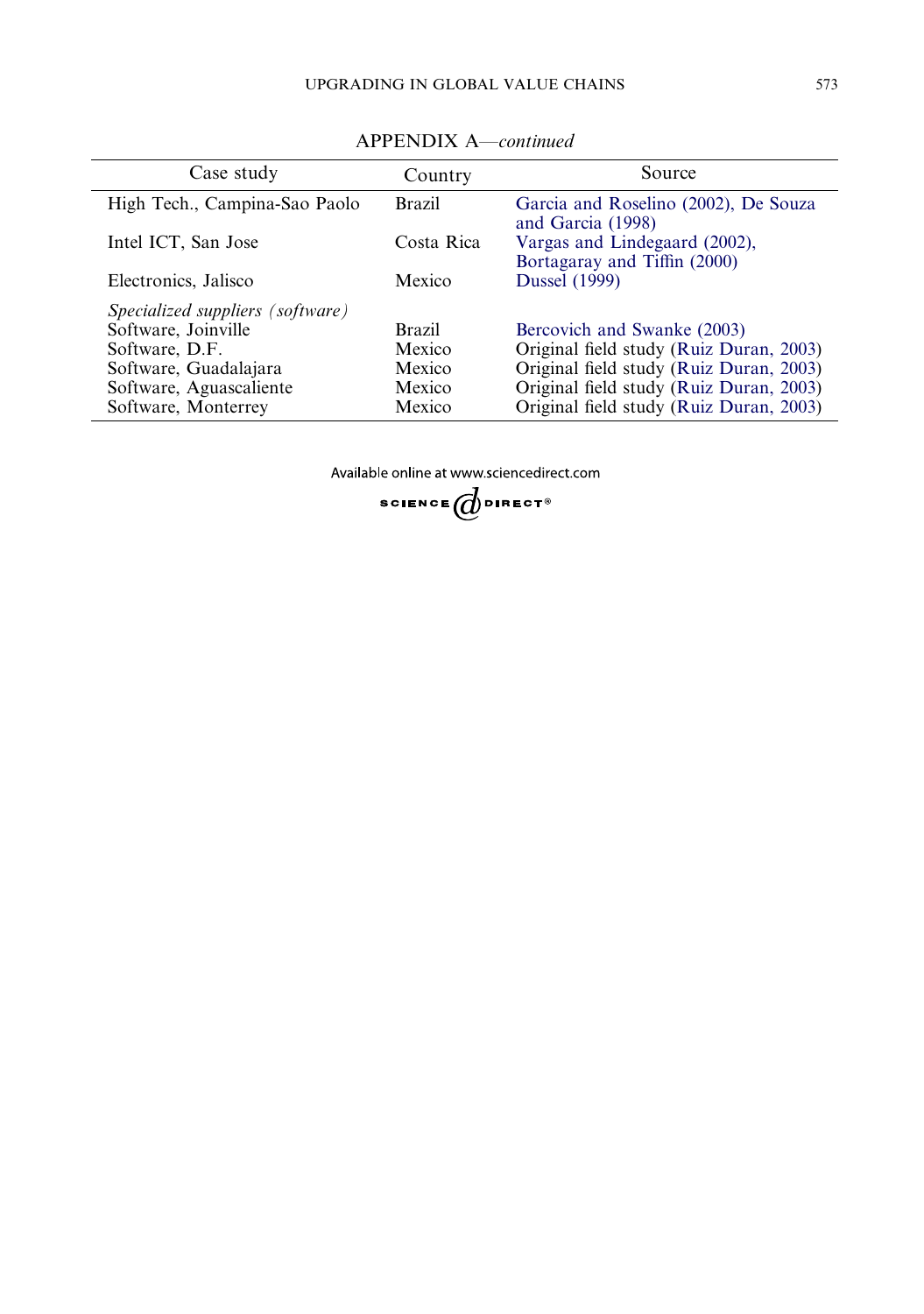APPENDIX A—*continued*

| Case study | Country | Source |
| --- | --- | --- |
| High Tech., Campina-Sao Paolo | Brazil | Garcia and Roselino (2002), De Souza and Garcia (1998) |
| Intel ICT, San Jose | Costa Rica | Vargas and Lindegaard (2002), Bortagaray and Tiffin (2000) |
| Electronics, Jalisco | Mexico | Dussel (1999) |
| *Specialized suppliers (software)* | | |
| Software, Joinville | Brazil | Bercovich and Swanke (2003) |
| Software, D.F. | Mexico | Original field study (Ruiz Duran, 2003) |
| Software, Guadalajara | Mexico | Original field study (Ruiz Duran, 2003) |
| Software, Aguascaliente | Mexico | Original field study (Ruiz Duran, 2003) |
| Software, Monterrey | Mexico | Original field study (Ruiz Duran, 2003) |

Available online at www.sciencedirect.com

SCIENCE DIRECT®